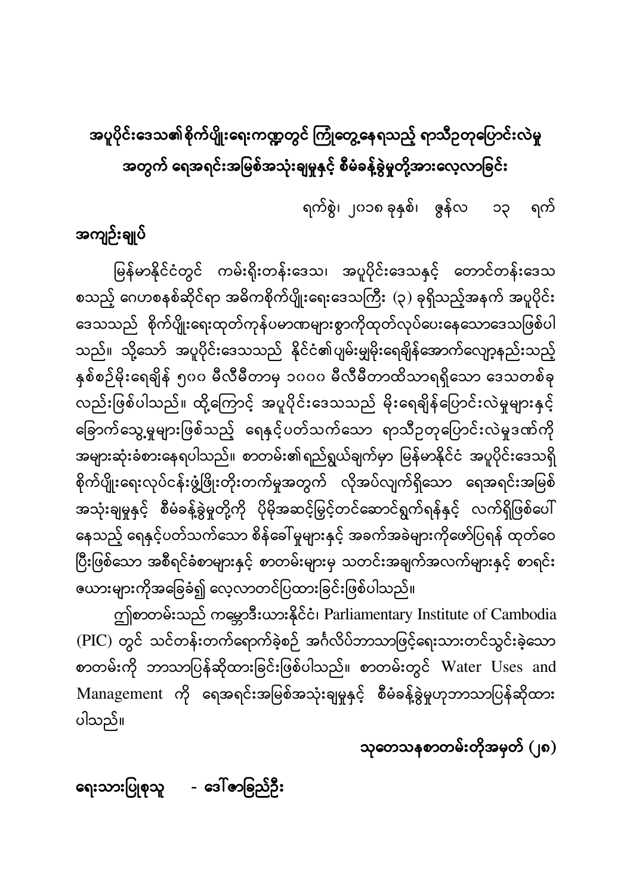# အပူပိုင်းဒေသ၏စိုက်ပျိုးရေးကဏ္ဍတွင် ကြုံတွေ့နေရသည့် ရာသီဥတုပြောင်းလဲမှု အတွက် ရေအရင်းအမြစ်အသုံးချမှုနှင့် စီမံခန့်ခွဲမှုတို့အားလေ့လာခြင်း

ရက်စွဲ၊ ၂၀၁၈ ခုနှစ်၊ ဇွန်လ ၁၃ ရက်

**အကျဉ်းချုပ်**

မြန်မာနိုင်ငံတွင် ကမ်းရိုးတန်းဒေသ၊ အပူပိုင်းဒေသနှင့် တောင်တန်းဒေသ စသည့် ဂေဟစနစ်ဆိုင်ရာ အဓိကစိုက်ပျိုးရေးဒေသကြီး (၃) ခုရှိသည့်အနက် အပူပိုင်းဒေသသည် စိုက်ပျိုးရေးထုတ်ကုန်ပမာဏများစွာကိုထုတ်လုပ်ပေးနေသောဒေသဖြစ်ပါသည်။ သို့သော် အပူပိုင်းဒေသသည် နိုင်ငံ၏ပျမ်းမျှမိုးရေချိန်အောက်လျော့နည်းသည့် နှစ်စဉ်မိုးရေချိန် ၅၀၀ မီလီမီတာမှ ၁၀၀၀ မီလီမီတာထိသာရရှိသော ဒေသတစ်ခုလည်းဖြစ်ပါသည်။ ထို့ကြောင့် အပူပိုင်းဒေသသည် မိုးရေချိန်ပြောင်းလဲမှုများနှင့် ခြောက်သွေ့မှုများဖြစ်သည့် ရေနှင့်ပတ်သက်သော ရာသီဥတုပြောင်းလဲမှုဒဏ်ကို အများဆုံးခံစားနေရပါသည်။ စာတမ်း၏ရည်ရွယ်ချက်မှာ မြန်မာနိုင်ငံ အပူပိုင်းဒေသရှိ စိုက်ပျိုးရေးလုပ်ငန်းဖွံ့ဖြိုးတိုးတက်မှုအတွက် လိုအပ်လျက်ရှိသော ရေအရင်းအမြစ်အသုံးချမှုနှင့် စီမံခန့်ခွဲမှုတို့ကို ပိုမိုအဆင့်မြင့်တင်ဆောင်ရွက်ရန်နှင့် လက်ရှိဖြစ်ပေါ်နေသည့် ရေနှင့်ပတ်သက်သော စိန်ခေါ်မှုများနှင့် အခက်အခဲများကိုဖော်ပြရန် ထုတ်ဝေပြီးဖြစ်သော အစီရင်ခံစာများနှင့် စာတမ်းများမှ သတင်းအချက်အလက်များနှင့် စာရင်းဇယားများကိုအခြေခံ၍ လေ့လာတင်ပြထားခြင်းဖြစ်ပါသည်။

ဤစာတမ်းသည် ကမ္ဘောဒီးယားနိုင်ငံ၊ Parliamentary Institute of Cambodia (PIC) တွင် သင်တန်းတက်ရောက်ခဲ့စဉ် အင်္ဂလိပ်ဘာသာဖြင့်ရေးသားတင်သွင်းခဲ့သော စာတမ်းကို ဘာသာပြန်ဆိုထားခြင်းဖြစ်ပါသည်။ စာတမ်းတွင် Water Uses and Management ကို ရေအရင်းအမြစ်အသုံးချမှုနှင့် စီမံခန့်ခွဲမှုဟုဘာသာပြန်ဆိုထားပါသည်။

**သုတေသနစာတမ်းတိုအမှတ် (၂၈)**

**ရေးသားပြုစုသူ - ဒေါ်ဇာခြည်ဦး**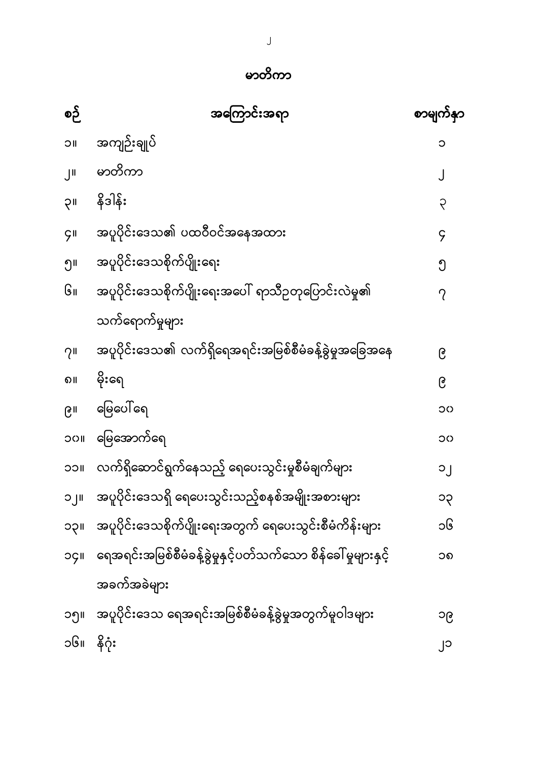# မာတိကာ

| စဉ် | အကြောင်းအရာ | စာမျက်နှာ |
| --- | --- | --- |
| ၁။ | အကျဉ်းချုပ် | ၁ |
| ၂။ | မာတိကာ | ၂ |
| ၃။ | နိဒါန်း | ၃ |
| ၄။ | အပူပိုင်းဒေသ၏ ပထဝီဝင်အနေအထား | ၄ |
| ၅။ | အပူပိုင်းဒေသစိုက်ပျိုးရေး | ၅ |
| ၆။ | အပူပိုင်းဒေသစိုက်ပျိုးရေးအပေါ် ရာသီဥတုပြောင်းလဲမှု၏ သက်ရောက်မှုများ | ၇ |
| ၇။ | အပူပိုင်းဒေသ၏ လက်ရှိရေအရင်းအမြစ်စီမံခန့်ခွဲမှုအခြေအနေ | ၉ |
| ၈။ | မိုးရေ | ၉ |
| ၉။ | မြေပေါ်ရေ | ၁၀ |
| ၁၀။ | မြေအောက်ရေ | ၁၀ |
| ၁၁။ | လက်ရှိဆောင်ရွက်နေသည့် ရေပေးသွင်းမှုစီမံချက်များ | ၁၂ |
| ၁၂။ | အပူပိုင်းဒေသရှိ ရေပေးသွင်းသည့်စနစ်အမျိုးအစားများ | ၁၃ |
| ၁၃။ | အပူပိုင်းဒေသစိုက်ပျိုးရေးအတွက် ရေပေးသွင်းစီမံကိန်းများ | ၁၆ |
| ၁၄။ | ရေအရင်းအမြစ်စီမံခန့်ခွဲမှုနှင့်ပတ်သက်သော စိန်ခေါ်မှုများနှင့် အခက်အခဲများ | ၁၈ |
| ၁၅။ | အပူပိုင်းဒေသ ရေအရင်းအမြစ်စီမံခန့်ခွဲမှုအတွက်မူဝါဒများ | ၁၉ |
| ၁၆။ | နိဂုံး | ၂၁ |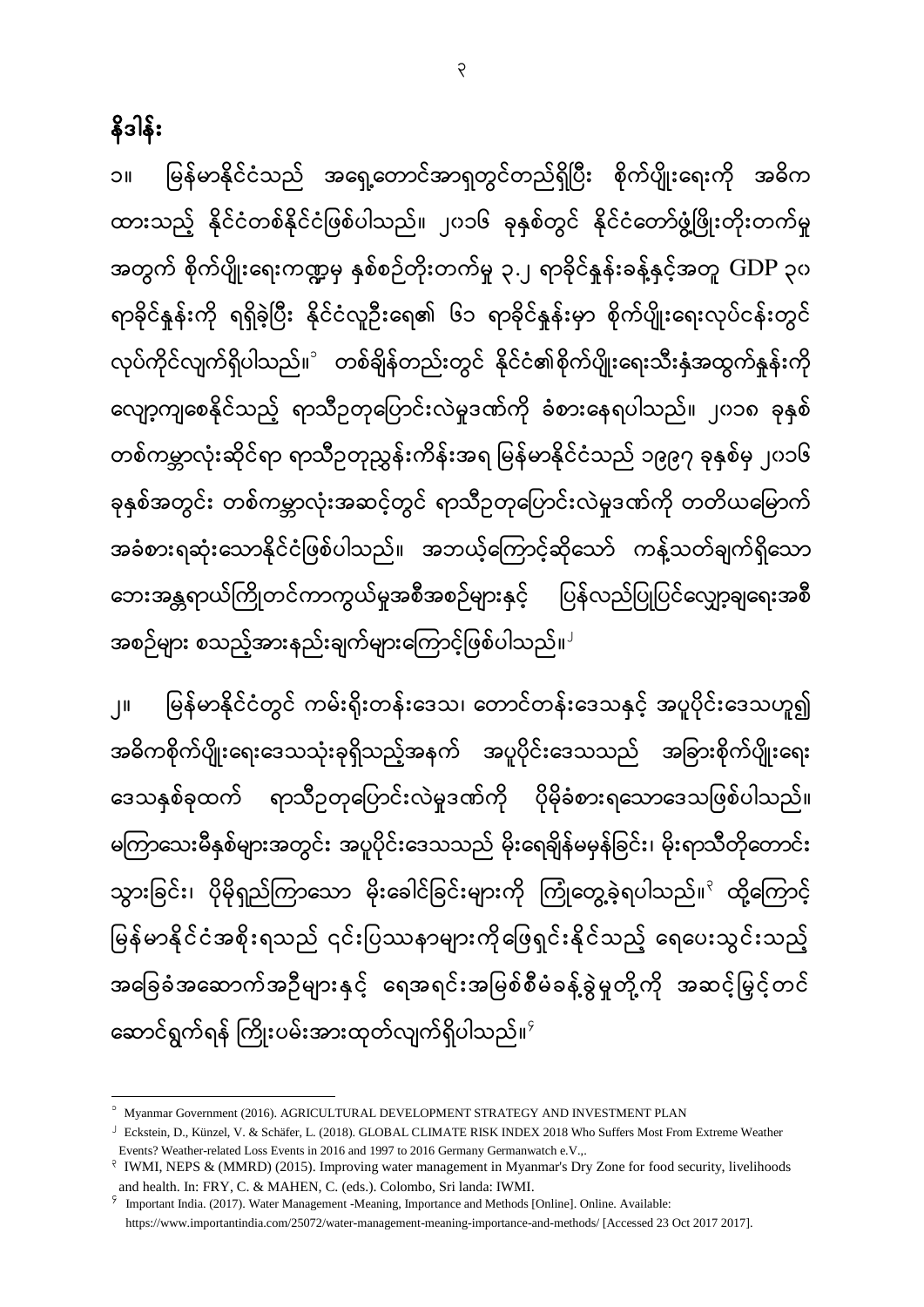## နိဒါန်း

၁။ မြန်မာနိုင်ငံသည် အရှေ့တောင်အာရှတွင်တည်ရှိပြီး စိုက်ပျိုးရေးကို အဓိကထားသည့် နိုင်ငံတစ်နိုင်ငံဖြစ်ပါသည်။ ၂၀၁၆ ခုနှစ်တွင် နိုင်ငံတော်ဖွံ့ဖြိုးတိုးတက်မှုအတွက် စိုက်ပျိုးရေးကဏ္ဍမှ နှစ်စဉ်တိုးတက်မှု ၃.၂ ရာခိုင်နှုန်းခန့်နှင့်အတူ GDP ၃၀ ရာခိုင်နှုန်းကို ရရှိခဲ့ပြီး နိုင်ငံလူဦးရေ၏ ၆၁ ရာခိုင်နှုန်းမှာ စိုက်ပျိုးရေးလုပ်ငန်းတွင် လုပ်ကိုင်လျက်ရှိပါသည်။[၁] တစ်ချိန်တည်းတွင် နိုင်ငံ၏စိုက်ပျိုးရေးသီးနှံအထွက်နှုန်းကို လျော့ကျစေနိုင်သည့် ရာသီဥတုပြောင်းလဲမှုဒဏ်ကို ခံစားနေရပါသည်။ ၂၀၁၈ ခုနှစ် တစ်ကမ္ဘာလုံးဆိုင်ရာ ရာသီဥတုညွှန်းကိန်းအရ မြန်မာနိုင်ငံသည် ၁၉၉၇ ခုနှစ်မှ ၂၀၁၆ ခုနှစ်အတွင်း တစ်ကမ္ဘာလုံးအဆင့်တွင် ရာသီဥတုပြောင်းလဲမှုဒဏ်ကို တတိယမြောက် အခံစားရဆုံးသောနိုင်ငံဖြစ်ပါသည်။ အဘယ့်ကြောင့်ဆိုသော် ကန့်သတ်ချက်ရှိသော ဘေးအန္တရာယ်ကြိုတင်ကာကွယ်မှုအစီအစဉ်များနှင့် ပြန်လည်ပြုပြင်လျှော့ချရေးအစီအစဉ်များ စသည့်အားနည်းချက်များကြောင့်ဖြစ်ပါသည်။[၂]

၂။ မြန်မာနိုင်ငံတွင် ကမ်းရိုးတန်းဒေသ၊ တောင်တန်းဒေသနှင့် အပူပိုင်းဒေသဟူ၍ အဓိကစိုက်ပျိုးရေးဒေသသုံးခုရှိသည့်အနက် အပူပိုင်းဒေသသည် အခြားစိုက်ပျိုးရေးဒေသနှစ်ခုထက် ရာသီဥတုပြောင်းလဲမှုဒဏ်ကို ပိုမိုခံစားရသောဒေသဖြစ်ပါသည်။ မကြာသေးမီနှစ်များအတွင်း အပူပိုင်းဒေသသည် မိုးရေချိန်မမှန်ခြင်း၊ မိုးရာသီတိုတောင်းသွားခြင်း၊ ပိုမိုရှည်ကြာသော မိုးခေါင်ခြင်းများကို ကြုံတွေ့ခဲ့ရပါသည်။[၃] ထို့ကြောင့် မြန်မာနိုင်ငံအစိုးရသည် ၎င်းပြဿနာများကိုဖြေရှင်းနိုင်သည့် ရေပေးသွင်းသည့် အခြေခံအဆောက်အဦများနှင့် ရေအရင်းအမြစ်စီမံခန့်ခွဲမှုတို့ကို အဆင့်မြှင့်တင်ဆောင်ရွက်ရန် ကြိုးပမ်းအားထုတ်လျက်ရှိပါသည်။[၄]

---

[၁] Myanmar Government (2016). AGRICULTURAL DEVELOPMENT STRATEGY AND INVESTMENT PLAN

[၂] Eckstein, D., Künzel, V. & Schäfer, L. (2018). GLOBAL CLIMATE RISK INDEX 2018 Who Suffers Most From Extreme Weather Events? Weather-related Loss Events in 2016 and 1997 to 2016 Germany Germanwatch e.V.,.

[၃] IWMI, NEPS & (MMRD) (2015). Improving water management in Myanmar's Dry Zone for food security, livelihoods and health. In: FRY, C. & MAHEN, C. (eds.). Colombo, Sri landa: IWMI.

[၄] Important India. (2017). Water Management -Meaning, Importance and Methods [Online]. Online. Available: https://www.importantindia.com/25072/water-management-meaning-importance-and-methods/ [Accessed 23 Oct 2017 2017].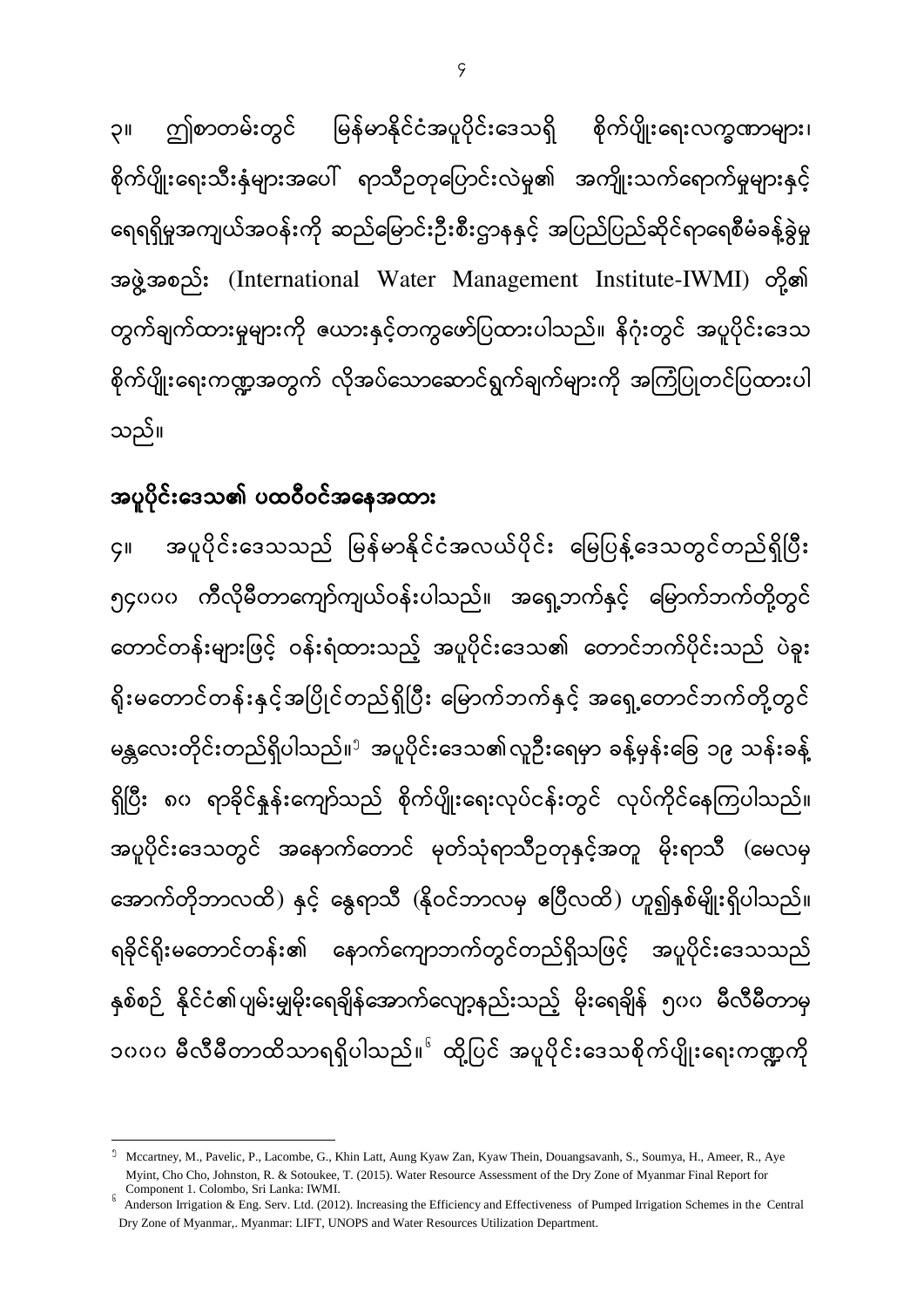၃။ ဤစာတမ်းတွင် မြန်မာနိုင်ငံအပူပိုင်းဒေသရှိ စိုက်ပျိုးရေးလက္ခဏာများ၊ စိုက်ပျိုးရေးသီးနှံများအပေါ် ရာသီဥတုပြောင်းလဲမှု၏ အကျိုးသက်ရောက်မှုများနှင့် ရေရရှိမှုအကျယ်အဝန်းကို ဆည်မြောင်းဦးစီးဌာနနှင့် အပြည်ပြည်ဆိုင်ရာရေစီမံခန့်ခွဲမှုအဖွဲ့အစည်း (International Water Management Institute-IWMI) တို့၏ တွက်ချက်ထားမှုများကို ဇယားနှင့်တကွဖော်ပြထားပါသည်။ နိဂုံးတွင် အပူပိုင်းဒေသ စိုက်ပျိုးရေးကဏ္ဍအတွက် လိုအပ်သောဆောင်ရွက်ချက်များကို အကြံပြုတင်ပြထားပါသည်။

## အပူပိုင်းဒေသ၏ ပထဝီဝင်အနေအထား

၄။ အပူပိုင်းဒေသသည် မြန်မာနိုင်ငံအလယ်ပိုင်း မြေပြန့်ဒေသတွင်တည်ရှိပြီး ၅၄၀၀၀ ကီလိုမီတာကျော်ကျယ်ဝန်းပါသည်။ အရှေ့ဘက်နှင့် မြောက်ဘက်တို့တွင် တောင်တန်းများဖြင့် ဝန်းရံထားသည့် အပူပိုင်းဒေသ၏ တောင်ဘက်ပိုင်းသည် ပဲခူးရိုးမတောင်တန်းနှင့်အပြိုင်တည်ရှိပြီး မြောက်ဘက်နှင့် အရှေ့တောင်ဘက်တို့တွင် မန္တလေးတိုင်းတည်ရှိပါသည်။[၅] အပူပိုင်းဒေသ၏လူဦးရေမှာ ခန့်မှန်းခြေ ၁၉ သန်းခန့်ရှိပြီး ၈၀ ရာခိုင်နှုန်းကျော်သည် စိုက်ပျိုးရေးလုပ်ငန်းတွင် လုပ်ကိုင်နေကြပါသည်။ အပူပိုင်းဒေသတွင် အနောက်တောင် မုတ်သုံရာသီဥတုနှင့်အတူ မိုးရာသီ (မေလမှ အောက်တိုဘာလထိ) နှင့် နွေရာသီ (နိုဝင်ဘာလမှ ဧပြီလထိ) ဟူ၍နှစ်မျိုးရှိပါသည်။ ရခိုင်ရိုးမတောင်တန်း၏ နောက်ကျောဘက်တွင်တည်ရှိသဖြင့် အပူပိုင်းဒေသသည် နှစ်စဉ် နိုင်ငံ၏ပျမ်းမျှမိုးရေချိန်အောက်လျော့နည်းသည့် မိုးရေချိန် ၅၀၀ မီလီမီတာမှ ၁၀၀၀ မီလီမီတာထိသာရရှိပါသည်။[၆] ထို့ပြင် အပူပိုင်းဒေသစိုက်ပျိုးရေးကဏ္ဍကို

---

[၅] Mccartney, M., Pavelic, P., Lacombe, G., Khin Latt, Aung Kyaw Zan, Kyaw Thein, Douangsavanh, S., Soumya, H., Ameer, R., Aye Myint, Cho Cho, Johnston, R. & Sotoukee, T. (2015). Water Resource Assessment of the Dry Zone of Myanmar Final Report for Component 1. Colombo, Sri Lanka: IWMI.

[၆] Anderson Irrigation & Eng. Serv. Ltd. (2012). Increasing the Efficiency and Effectiveness of Pumped Irrigation Schemes in the Central Dry Zone of Myanmar,. Myanmar: LIFT, UNOPS and Water Resources Utilization Department.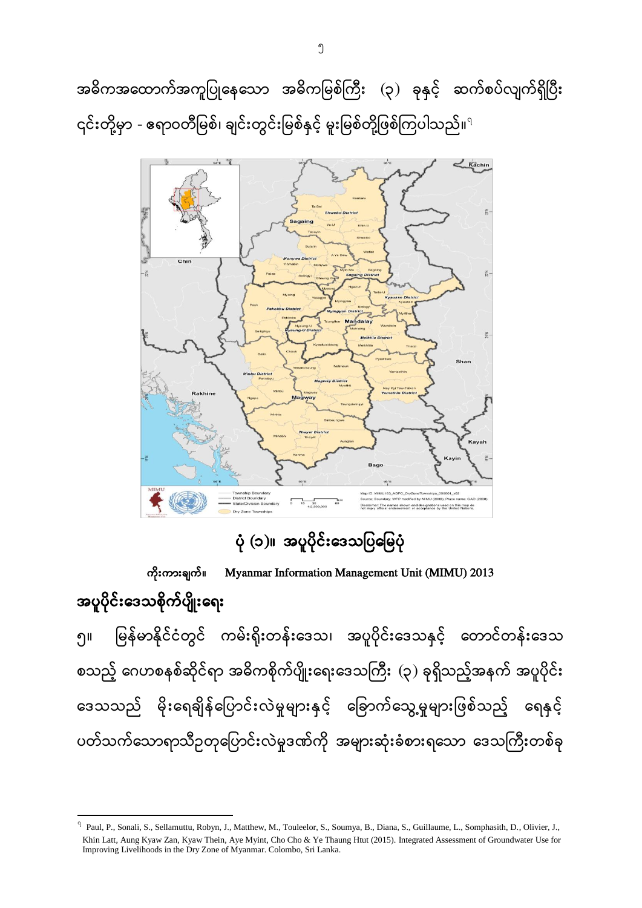အဓိကအထောက်အကူပြုနေသော အဓိကမြစ်ကြီး (၃) ခုနှင့် ဆက်စပ်လျက်ရှိပြီး ၎င်းတို့မှာ - ဧရာဝတီမြစ်၊ ချင်းတွင်းမြစ်နှင့် မူးမြစ်တို့ဖြစ်ကြပါသည်။[၁]

ပုံ (၁)။ အပူပိုင်းဒေသပြမြေပုံ

ကိုးကားချက်။ Myanmar Information Management Unit (MIMU) 2013

## အပူပိုင်းဒေသစိုက်ပျိုးရေး

၅။ မြန်မာနိုင်ငံတွင် ကမ်းရိုးတန်းဒေသ၊ အပူပိုင်းဒေသနှင့် တောင်တန်းဒေသ စသည့် ဂေဟစနစ်ဆိုင်ရာ အဓိကစိုက်ပျိုးရေးဒေသကြီး (၃) ခုရှိသည့်အနက် အပူပိုင်း ဒေသသည် မိုးရေချိန်ပြောင်းလဲမှုများနှင့် ခြောက်သွေ့မှုများဖြစ်သည့် ရေနှင့် ပတ်သက်သောရာသီဥတုပြောင်းလဲမှုဒဏ်ကို အများဆုံးခံစားရသော ဒေသကြီးတစ်ခု

---

[၁] Paul, P., Sonali, S., Sellamuttu, Robyn, J., Matthew, M., Touleelor, S., Soumya, B., Diana, S., Guillaume, L., Somphasith, D., Olivier, J., Khin Latt, Aung Kyaw Zan, Kyaw Thein, Aye Myint, Cho Cho & Ye Thaung Htut (2015). Integrated Assessment of Groundwater Use for Improving Livelihoods in the Dry Zone of Myanmar. Colombo, Sri Lanka.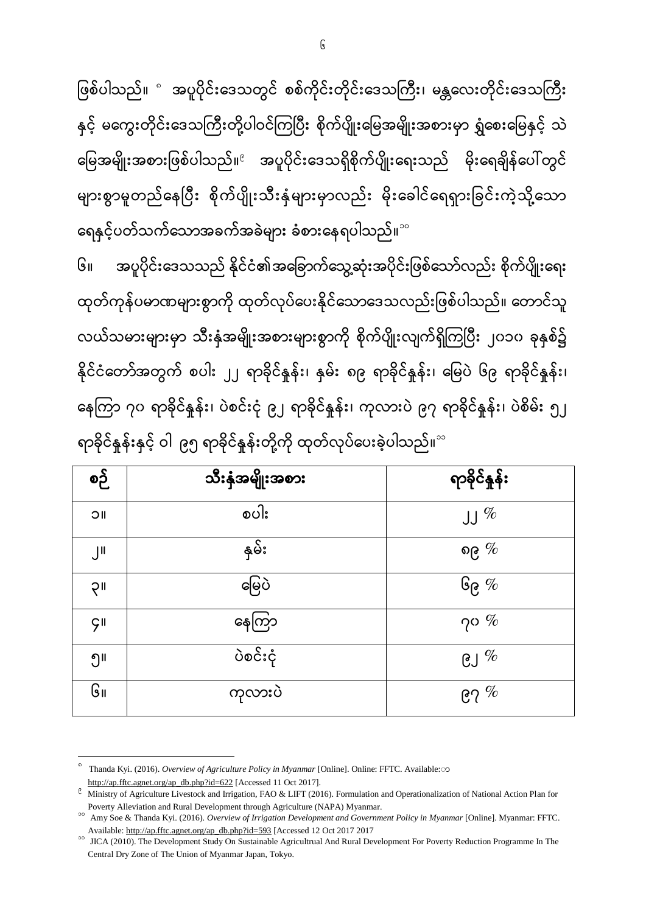ဖြစ်ပါသည်။ [၈] အပူပိုင်းဒေသတွင် စစ်ကိုင်းတိုင်းဒေသကြီး၊ မန္တလေးတိုင်းဒေသကြီး နှင့် မကွေးတိုင်းဒေသကြီးတို့ပါဝင်ကြပြီး စိုက်ပျိုးမြေအမျိုးအစားမှာ ရွှံ့စေးမြေနှင့် သဲမြေအမျိုးအစားဖြစ်ပါသည်။[၉] အပူပိုင်းဒေသရှိစိုက်ပျိုးရေးသည် မိုးရေချိန်ပေါ်တွင် များစွာမူတည်နေပြီး စိုက်ပျိုးသီးနှံများမှာလည်း မိုးခေါင်ရေရှားခြင်းကဲ့သို့သော ရေနှင့်ပတ်သက်သောအခက်အခဲများ ခံစားနေရပါသည်။[၁၀]

၆။ အပူပိုင်းဒေသသည် နိုင်ငံ၏အခြောက်သွေ့ဆုံးအပိုင်းဖြစ်သော်လည်း စိုက်ပျိုးရေး ထုတ်ကုန်ပမာဏများစွာကို ထုတ်လုပ်ပေးနိုင်သောဒေသလည်းဖြစ်ပါသည်။ တောင်သူလယ်သမားများမှာ သီးနှံအမျိုးအစားများစွာကို စိုက်ပျိုးလျက်ရှိကြပြီး ၂၀၁၀ ခုနှစ်၌ နိုင်ငံတော်အတွက် စပါး ၂၂ ရာခိုင်နှုန်း၊ နှမ်း ၈၉ ရာခိုင်နှုန်း၊ မြေပဲ ၆၉ ရာခိုင်နှုန်း၊ နေကြာ ၇၀ ရာခိုင်နှုန်း၊ ပဲစင်းငုံ ၉၂ ရာခိုင်နှုန်း၊ ကုလားပဲ ၉၇ ရာခိုင်နှုန်း၊ ပဲစိမ်း ၅၂ ရာခိုင်နှုန်းနှင့် ဝါ ၉၅ ရာခိုင်နှုန်းတို့ကို ထုတ်လုပ်ပေးခဲ့ပါသည်။[၁၁]

| စဉ် | သီးနှံအမျိုးအစား | ရာခိုင်နှုန်း |
|---|---|---|
| ၁။ | စပါး | ၂၂ % |
| ၂။ | နှမ်း | ၈၉ % |
| ၃။ | မြေပဲ | ၆၉ % |
| ၄။ | နေကြာ | ၇၀ % |
| ၅။ | ပဲစင်းငုံ | ၉၂ % |
| ၆။ | ကုလားပဲ | ၉၇ % |

---

[၈] Thanda Kyi. (2016). *Overview of Agriculture Policy in Myanmar* [Online]. Online: FFTC. Available:ꩠ http://ap.fftc.agnet.org/ap_db.php?id=622 [Accessed 11 Oct 2017].

[၉] Ministry of Agriculture Livestock and Irrigation, FAO & LIFT (2016). Formulation and Operationalization of National Action Plan for Poverty Alleviation and Rural Development through Agriculture (NAPA) Myanmar.

[၁၀] Amy Soe & Thanda Kyi. (2016). *Overview of Irrigation Development and Government Policy in Myanmar* [Online]. Myanmar: FFTC. Available: http://ap.fftc.agnet.org/ap_db.php?id=593 [Accessed 12 Oct 2017 2017

[၁၁] JICA (2010). The Development Study On Sustainable Agricultrual And Rural Development For Poverty Reduction Programme In The Central Dry Zone of The Union of Myanmar Japan, Tokyo.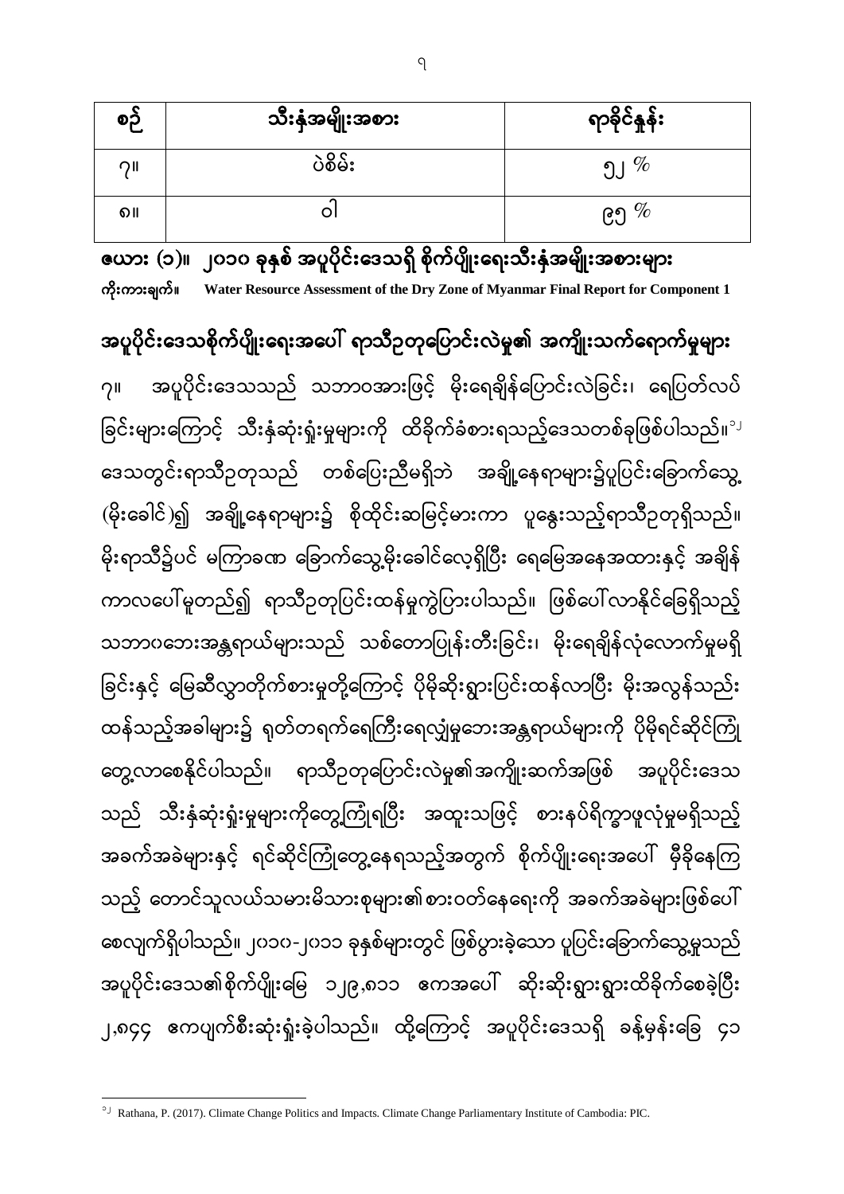| စဉ် | သီးနှံအမျိုးအစား | ရာခိုင်နှုန်း |
|---|---|---|
| ၇။ | ပဲစိမ်း | ၅၂ % |
| ၈။ | ဝါ | ၉၅ % |

**ဇယား (၁)။ ၂၀၁၀ ခုနှစ် အပူပိုင်းဒေသရှိ စိုက်ပျိုးရေးသီးနှံအမျိုးအစားများ**

**ကိုးကားချက်။** **Water Resource Assessment of the Dry Zone of Myanmar Final Report for Component 1**

## အပူပိုင်းဒေသစိုက်ပျိုးရေးအပေါ် ရာသီဥတုပြောင်းလဲမှု၏ အကျိုးသက်ရောက်မှုများ

၇။ အပူပိုင်းဒေသသည် သဘာဝအားဖြင့် မိုးရေချိန်ပြောင်းလဲခြင်း၊ ရေပြတ်လပ်ခြင်းများကြောင့် သီးနှံဆုံးရှုံးမှုများကို ထိခိုက်ခံစားရသည့်ဒေသတစ်ခုဖြစ်ပါသည်။[၁၂] ဒေသတွင်းရာသီဥတုသည် တစ်ပြေးညီမရှိဘဲ အချို့နေရာများ၌ပူပြင်းခြောက်သွေ့ (မိုးခေါင်)၍ အချို့နေရာများ၌ စိုထိုင်းဆမြင့်မားကာ ပူနွေးသည့်ရာသီဥတုရှိသည်။ မိုးရာသီ၌ပင် မကြာခဏ ခြောက်သွေ့မိုးခေါင်လေ့ရှိပြီး ရေမြေအနေအထားနှင့် အချိန်ကာလပေါ်မူတည်၍ ရာသီဥတုပြင်းထန်မှုကွဲပြားပါသည်။ ဖြစ်ပေါ်လာနိုင်ခြေရှိသည့် သဘာဝဘေးအန္တရာယ်များသည် သစ်တောပြုန်းတီးခြင်း၊ မိုးရေချိန်လုံလောက်မှုမရှိခြင်းနှင့် မြေဆီလွှာတိုက်စားမှုတို့ကြောင့် ပိုမိုဆိုးရွားပြင်းထန်လာပြီး မိုးအလွန်သည်းထန်သည့်အခါများ၌ ရုတ်တရက်ရေကြီးရေလျှံမှုဘေးအန္တရာယ်များကို ပိုမိုရင်ဆိုင်ကြုံတွေ့လာစေနိုင်ပါသည်။ ရာသီဥတုပြောင်းလဲမှု၏အကျိုးဆက်အဖြစ် အပူပိုင်းဒေသသည် သီးနှံဆုံးရှုံးမှုများကိုတွေ့ကြုံရပြီး အထူးသဖြင့် စားနပ်ရိက္ခာဖူလုံမှုမရှိသည့် အခက်အခဲများနှင့် ရင်ဆိုင်ကြုံတွေ့နေရသည့်အတွက် စိုက်ပျိုးရေးအပေါ် မှီခိုနေကြသည့် တောင်သူလယ်သမားမိသားစုများ၏စားဝတ်နေရေးကို အခက်အခဲများဖြစ်ပေါ်စေလျက်ရှိပါသည်။ ၂၀၁၀-၂၀၁၁ ခုနှစ်များတွင် ဖြစ်ပွားခဲ့သော ပူပြင်းခြောက်သွေ့မှုသည် အပူပိုင်းဒေသ၏စိုက်ပျိုးမြေ ၁၂၉,၈၁၁ ဧကအပေါ် ဆိုးဆိုးရွားရွားထိခိုက်စေခဲ့ပြီး ၂,၈၄၄ ဧကပျက်စီးဆုံးရှုံးခဲ့ပါသည်။ ထို့ကြောင့် အပူပိုင်းဒေသရှိ ခန့်မှန်းခြေ ၄၁

---

[၁၂] Rathana, P. (2017). Climate Change Politics and Impacts. Climate Change Parliamentary Institute of Cambodia: PIC.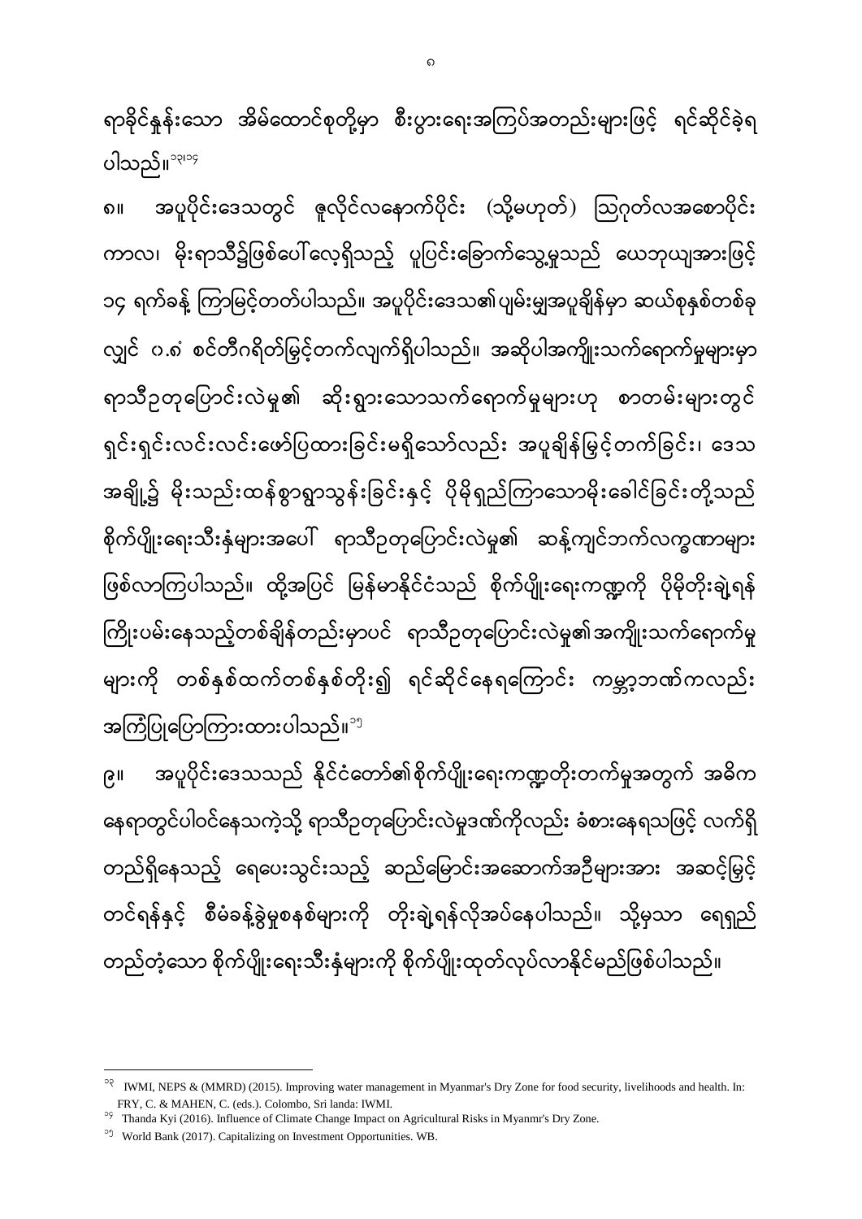ရာခိုင်နှုန်းသော အိမ်ထောင်စုတို့မှာ စီးပွားရေးအကြပ်အတည်းများဖြင့် ရင်ဆိုင်ခဲ့ရပါသည်။[၁၃၊၁၄]

၈။ အပူပိုင်းဒေသတွင် ဇူလိုင်လနောက်ပိုင်း (သို့မဟုတ်) ဩဂုတ်လအစောပိုင်းကာလ၊ မိုးရာသီဥ္စဖြစ်ပေါ်လေ့ရှိသည့် ပူပြင်းခြောက်သွေ့မှုသည် ယေဘုယျအားဖြင့် ၁၄ ရက်ခန့် ကြာမြင့်တတ်ပါသည်။ အပူပိုင်းဒေသ၏ပျမ်းမျှအပူချိန်မှာ ဆယ်စုနှစ်တစ်ခုလျှင် ဂ.၈ံ စင်တီဂရိတ်မြင့်တက်လျက်ရှိပါသည်။ အဆိုပါအကျိုးသက်ရောက်မှုများမှာ ရာသီဥတုပြောင်းလဲမှု၏ ဆိုးရွားသောသက်ရောက်မှုများဟု စာတမ်းများတွင် ရှင်းရှင်းလင်းလင်းဖော်ပြထားခြင်းမရှိသော်လည်း အပူချိန်မြင့်တက်ခြင်း၊ ဒေသအချို့၌ မိုးသည်းထန်စွာရွာသွန်းခြင်းနှင့် ပိုမိုရှည်ကြာသောမိုးခေါင်ခြင်းတို့သည် စိုက်ပျိုးရေးသီးနှံများအပေါ် ရာသီဥတုပြောင်းလဲမှု၏ ဆန့်ကျင်ဘက်လက္ခဏာများဖြစ်လာကြပါသည်။ ထို့အပြင် မြန်မာနိုင်ငံသည် စိုက်ပျိုးရေးကဏ္ဍကို ပိုမိုတိုးချဲ့ရန်ကြိုးပမ်းနေသည့်တစ်ချိန်တည်းမှာပင် ရာသီဥတုပြောင်းလဲမှု၏အကျိုးသက်ရောက်မှုများကို တစ်နှစ်ထက်တစ်နှစ်တိုး၍ ရင်ဆိုင်နေရကြောင်း ကမ္ဘာ့ဘဏ်ကလည်း အကြံပြုပြောကြားထားပါသည်။[၁၅]

၉။ အပူပိုင်းဒေသသည် နိုင်ငံတော်၏စိုက်ပျိုးရေးကဏ္ဍတိုးတက်မှုအတွက် အဓိကနေရာတွင်ပါဝင်နေသကဲ့သို့ ရာသီဥတုပြောင်းလဲမှုဒဏ်ကိုလည်း ခံစားနေရသဖြင့် လက်ရှိတည်ရှိနေသည့် ရေပေးသွင်းသည့် ဆည်မြောင်းအဆောက်အဦများအား အဆင့်မြှင့်တင်ရန်နှင့် စီမံခန့်ခွဲမှုစနစ်များကို တိုးချဲ့ရန်လိုအပ်နေပါသည်။ သို့မှသာ ရေရှည်တည်တံ့သော စိုက်ပျိုးရေးသီးနှံများကို စိုက်ပျိုးထုတ်လုပ်လာနိုင်မည်ဖြစ်ပါသည်။

---

[၁၃] IWMI, NEPS & (MMRD) (2015). Improving water management in Myanmar's Dry Zone for food security, livelihoods and health. In: FRY, C. & MAHEN, C. (eds.). Colombo, Sri landa: IWMI.

[၁၄] Thanda Kyi (2016). Influence of Climate Change Impact on Agricultural Risks in Myanmr's Dry Zone.

[၁၅] World Bank (2017). Capitalizing on Investment Opportunities. WB.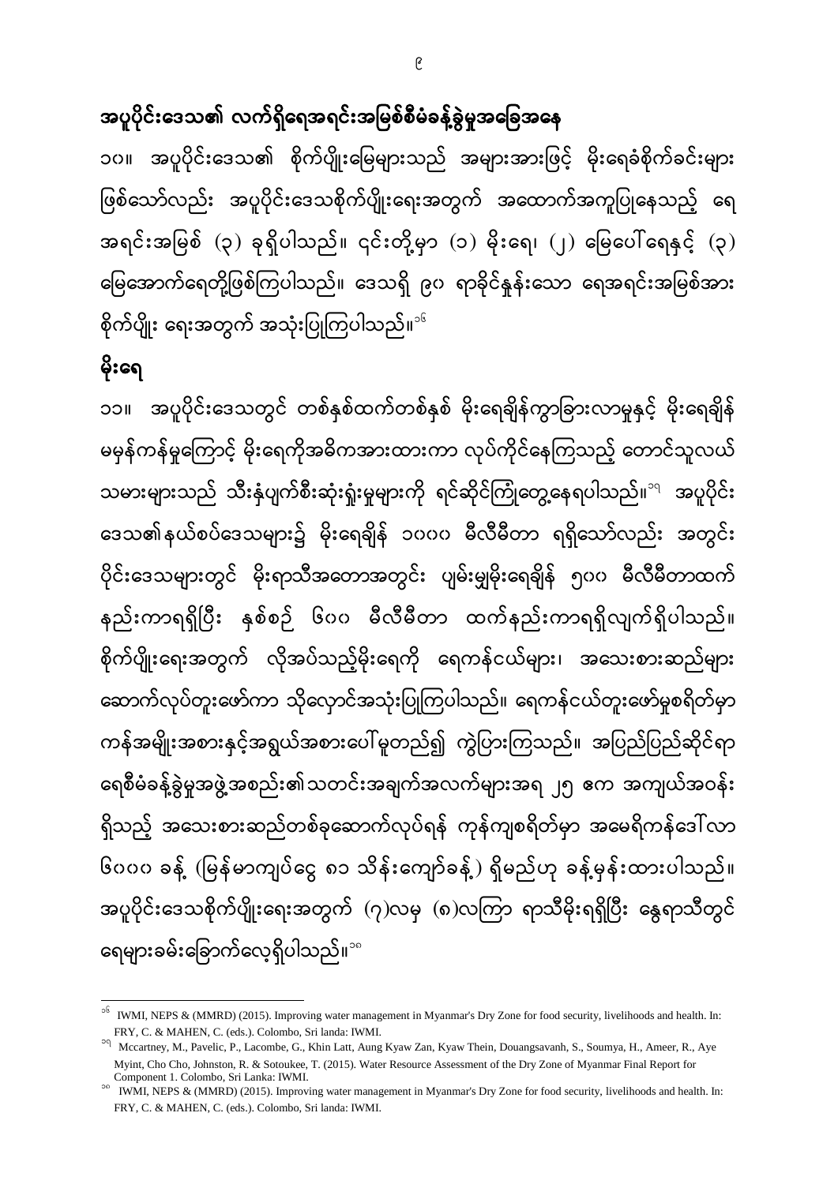## အပူပိုင်းဒေသ၏ လက်ရှိရေအရင်းအမြစ်စီမံခန့်ခွဲမှုအခြေအနေ

၁၀။ အပူပိုင်းဒေသ၏ စိုက်ပျိုးမြေများသည် အများအားဖြင့် မိုးရေခံစိုက်ခင်းများ ဖြစ်သော်လည်း အပူပိုင်းဒေသစိုက်ပျိုးရေးအတွက် အထောက်အကူပြုနေသည့် ရေအရင်းအမြစ် (၃) ခုရှိပါသည်။ ၎င်းတို့မှာ (၁) မိုးရေ၊ (၂) မြေပေါ်ရေနှင့် (၃) မြေအောက်ရေတို့ဖြစ်ကြပါသည်။ ဒေသရှိ ၉၀ ရာခိုင်နှုန်းသော ရေအရင်းအမြစ်အား စိုက်ပျိုး ရေးအတွက် အသုံးပြုကြပါသည်။[16]

## မိုးရေ

၁၁။ အပူပိုင်းဒေသတွင် တစ်နှစ်ထက်တစ်နှစ် မိုးရေချိန်ကွာခြားလာမှုနှင့် မိုးရေချိန် မမှန်ကန်မှုကြောင့် မိုးရေကိုအဓိကအားထားကာ လုပ်ကိုင်နေကြသည့် တောင်သူလယ်သမားများသည် သီးနှံပျက်စီးဆုံးရှုံးမှုများကို ရင်ဆိုင်ကြုံတွေ့နေရပါသည်။[17] အပူပိုင်းဒေသ၏နယ်စပ်ဒေသများ၌ မိုးရေချိန် ၁၀၀၀ မီလီမီတာ ရရှိသော်လည်း အတွင်းပိုင်းဒေသများတွင် မိုးရာသီအတောအတွင်း ပျမ်းမျှမိုးရေချိန် ၅၀၀ မီလီမီတာထက် နည်းကာရရှိပြီး နှစ်စဉ် ၆၀၀ မီလီမီတာ ထက်နည်းကာရရှိလျက်ရှိပါသည်။ စိုက်ပျိုးရေးအတွက် လိုအပ်သည့်မိုးရေကို ရေကန်ငယ်များ၊ အသေးစားဆည်များ ဆောက်လုပ်တူးဖော်ကာ သိုလှောင်အသုံးပြုကြပါသည်။ ရေကန်ငယ်တူးဖော်မှုစရိတ်မှာ ကန်အမျိုးအစားနှင့်အရွယ်အစားပေါ်မူတည်၍ ကွဲပြားကြသည်။ အပြည်ပြည်ဆိုင်ရာ ရေစီမံခန့်ခွဲမှုအဖွဲ့အစည်း၏သတင်းအချက်အလက်များအရ ၂၅ ဧက အကျယ်အဝန်းရှိသည့် အသေးစားဆည်တစ်ခုဆောက်လုပ်ရန် ကုန်ကျစရိတ်မှာ အမေရိကန်ဒေါ်လာ ၆၀၀၀ ခန့် (မြန်မာကျပ်ငွေ ၈၁ သိန်းကျော်ခန့်) ရှိမည်ဟု ခန့်မှန်းထားပါသည်။ အပူပိုင်းဒေသစိုက်ပျိုးရေးအတွက် (၇)လမှ (၈)လကြာ ရာသီမိုးရရှိပြီး နွေရာသီတွင် ရေများခမ်းခြောက်လေ့ရှိပါသည်။[18]

---

[16] IWMI, NEPS & (MMRD) (2015). Improving water management in Myanmar's Dry Zone for food security, livelihoods and health. In: FRY, C. & MAHEN, C. (eds.). Colombo, Sri landa: IWMI.

[17] Mccartney, M., Pavelic, P., Lacombe, G., Khin Latt, Aung Kyaw Zan, Kyaw Thein, Douangsavanh, S., Soumya, H., Ameer, R., Aye Myint, Cho Cho, Johnston, R. & Sotoukee, T. (2015). Water Resource Assessment of the Dry Zone of Myanmar Final Report for Component 1. Colombo, Sri Lanka: IWMI.

[18] IWMI, NEPS & (MMRD) (2015). Improving water management in Myanmar's Dry Zone for food security, livelihoods and health. In: FRY, C. & MAHEN, C. (eds.). Colombo, Sri landa: IWMI.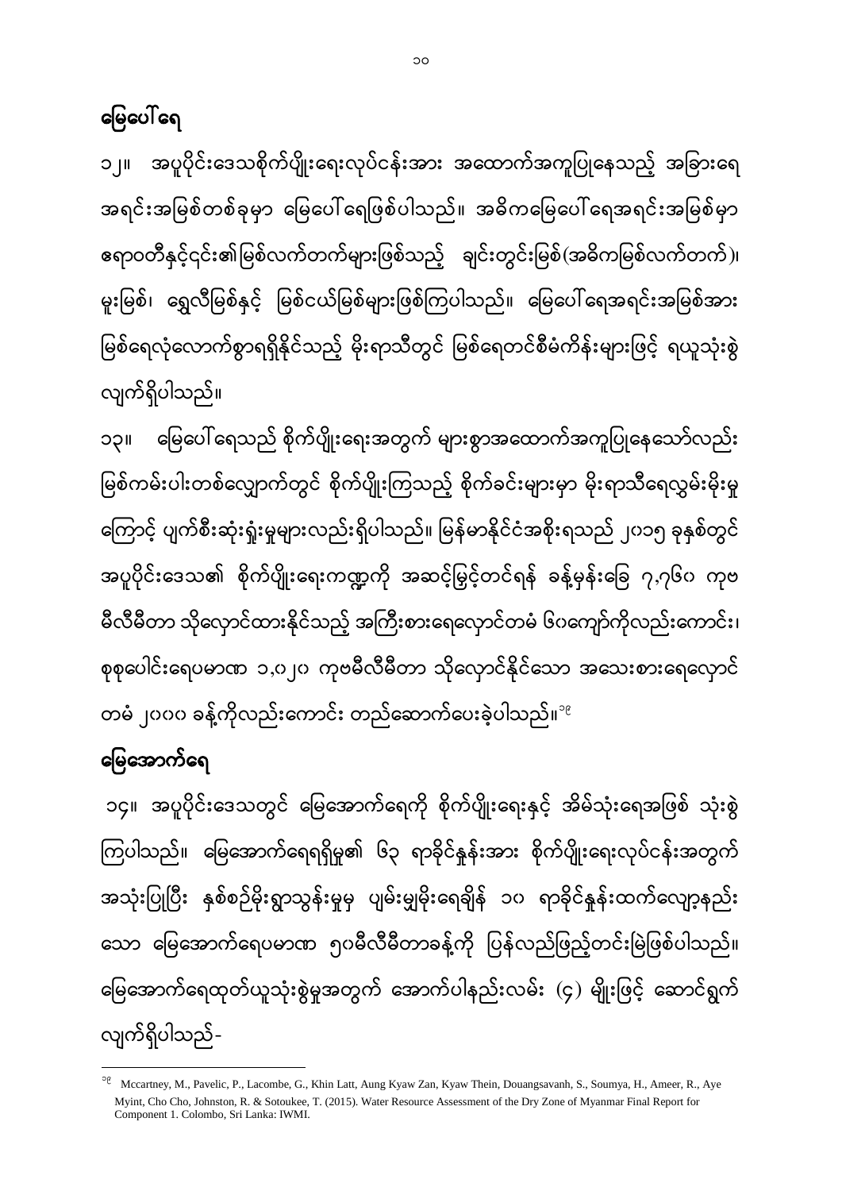## မြေပေါ်ရေ

၁၂။ အပူပိုင်းဒေသစိုက်ပျိုးရေးလုပ်ငန်းအား အထောက်အကူပြုနေသည့် အခြားရေ အရင်းအမြစ်တစ်ခုမှာ မြေပေါ်ရေဖြစ်ပါသည်။ အဓိကမြေပေါ်ရေအရင်းအမြစ်မှာ ဧရာဝတီနှင့်၎င်း၏မြစ်လက်တက်များဖြစ်သည့် ချင်းတွင်းမြစ်(အဓိကမြစ်လက်တက်)၊ မူးမြစ်၊ ရွှေလီမြစ်နှင့် မြစ်ငယ်မြစ်များဖြစ်ကြပါသည်။ မြေပေါ်ရေအရင်းအမြစ်အား မြစ်ရေလုံလောက်စွာရရှိနိုင်သည့် မိုးရာသီတွင် မြစ်ရေတင်စီမံကိန်းများဖြင့် ရယူသုံးစွဲ လျက်ရှိပါသည်။

၁၃။ မြေပေါ်ရေသည် စိုက်ပျိုးရေးအတွက် များစွာအထောက်အကူပြုနေသော်လည်း မြစ်ကမ်းပါးတစ်လျှောက်တွင် စိုက်ပျိုးကြသည့် စိုက်ခင်းများမှာ မိုးရာသီရေလွှမ်းမိုးမှု ကြောင့် ပျက်စီးဆုံးရှုံးမှုများလည်းရှိပါသည်။ မြန်မာနိုင်ငံအစိုးရသည် ၂၀၁၅ ခုနှစ်တွင် အပူပိုင်းဒေသ၏ စိုက်ပျိုးရေးကဏ္ဍကို အဆင့်မြှင့်တင်ရန် ခန့်မှန်းခြေ ၇,၇၆၀ ကုဗ မီလီမီတာ သိုလှောင်ထားနိုင်သည့် အကြီးစားရေလှောင်တမံ ၆၀ကျော်ကိုလည်းကောင်း၊ စုစုပေါင်းရေပမာဏ ၁,၀၂၀ ကုဗမီလီမီတာ သိုလှောင်နိုင်သော အသေးစားရေလှောင် တမံ ၂၀၀၀ ခန့်ကိုလည်းကောင်း တည်ဆောက်ပေးခဲ့ပါသည်။[၁၉]

## မြေအောက်ရေ

၁၄။ အပူပိုင်းဒေသတွင် မြေအောက်ရေကို စိုက်ပျိုးရေးနှင့် အိမ်သုံးရေအဖြစ် သုံးစွဲ ကြပါသည်။ မြေအောက်ရေရရှိမှု၏ ၆၃ ရာခိုင်နှုန်းအား စိုက်ပျိုးရေးလုပ်ငန်းအတွက် အသုံးပြုပြီး နှစ်စဉ်မိုးရွာသွန်းမှုမှ ပျမ်းမျှမိုးရေချိန် ၁၀ ရာခိုင်နှုန်းထက်လျော့နည်း သော မြေအောက်ရေပမာဏ ၅၀မီလီမီတာခန့်ကို ပြန်လည်ဖြည့်တင်းမြဲဖြစ်ပါသည်။ မြေအောက်ရေထုတ်ယူသုံးစွဲမှုအတွက် အောက်ပါနည်းလမ်း (၄) မျိုးဖြင့် ဆောင်ရွက် လျက်ရှိပါသည်-

---

[၁၉] Mccartney, M., Pavelic, P., Lacombe, G., Khin Latt, Aung Kyaw Zan, Kyaw Thein, Douangsavanh, S., Soumya, H., Ameer, R., Aye Myint, Cho Cho, Johnston, R. & Sotoukee, T. (2015). Water Resource Assessment of the Dry Zone of Myanmar Final Report for Component 1. Colombo, Sri Lanka: IWMI.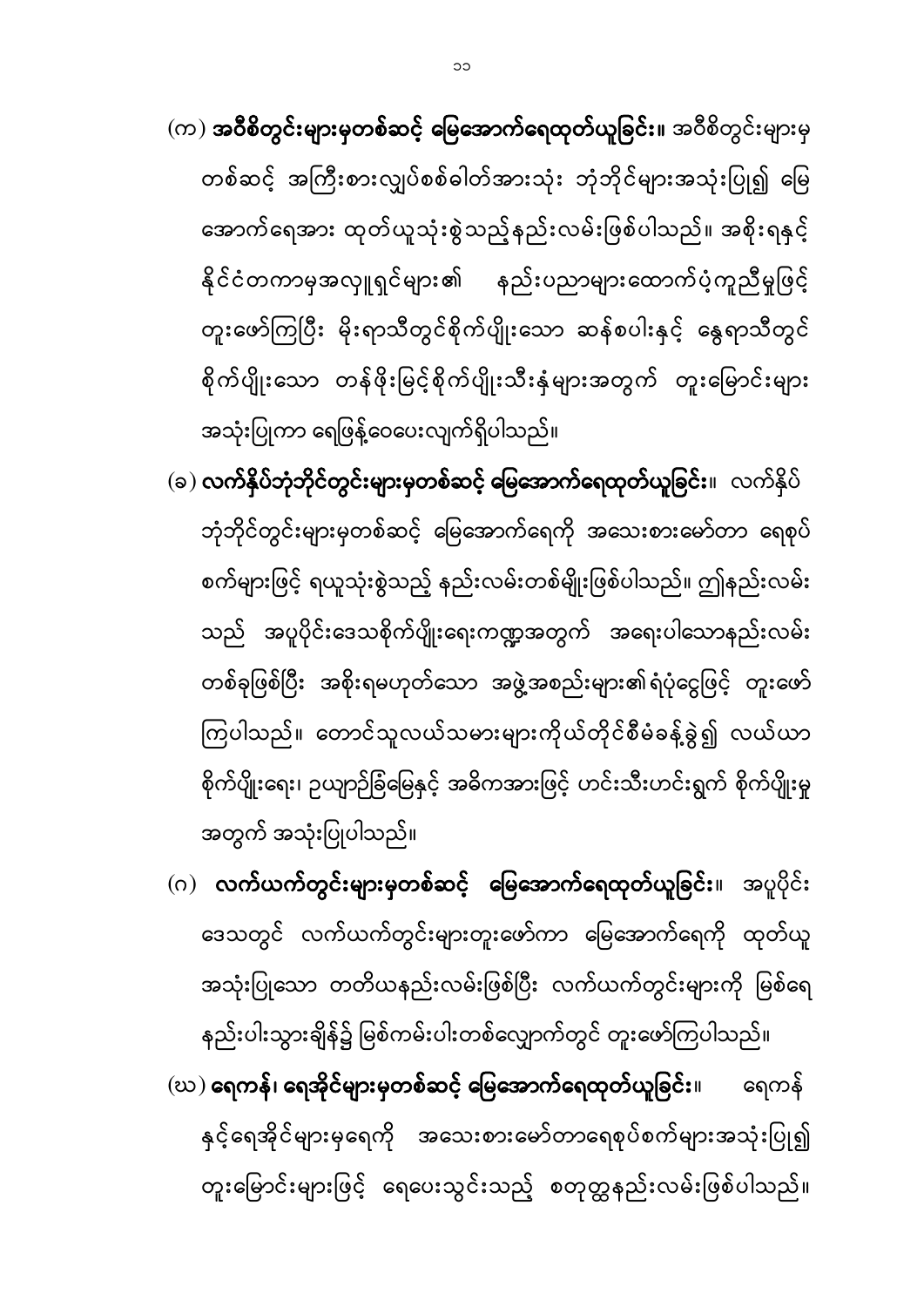(က) **အဝီစိတွင်းများမှတစ်ဆင့် မြေအောက်ရေထုတ်ယူခြင်း။** အဝီစိတွင်းများမှ တစ်ဆင့် အကြီးစားလျှပ်စစ်ဓါတ်အားသုံး ဘုံဘိုင်များအသုံးပြု၍ မြေအောက်ရေအား ထုတ်ယူသုံးစွဲသည့်နည်းလမ်းဖြစ်ပါသည်။ အစိုးရနှင့် နိုင်ငံတကာမှအလှူရှင်များ၏ နည်းပညာများထောက်ပံ့ကူညီမှုဖြင့် တူးဖော်ကြပြီး မိုးရာသီတွင်စိုက်ပျိုးသော ဆန်စပါးနှင့် နွေရာသီတွင် စိုက်ပျိုးသော တန်ဖိုးမြင့်စိုက်ပျိုးသီးနှံများအတွက် တူးမြောင်းများ အသုံးပြုကာ ရေဖြန့်ဝေပေးလျက်ရှိပါသည်။

(ခ) **လက်နှိပ်ဘုံဘိုင်တွင်းများမှတစ်ဆင့် မြေအောက်ရေထုတ်ယူခြင်း။** လက်နှိပ်ဘုံဘိုင်တွင်းများမှတစ်ဆင့် မြေအောက်ရေကို အသေးစားမော်တာ ရေစုပ်စက်များဖြင့် ရယူသုံးစွဲသည့် နည်းလမ်းတစ်မျိုးဖြစ်ပါသည်။ ဤနည်းလမ်းသည် အပူပိုင်းဒေသစိုက်ပျိုးရေးကဏ္ဍအတွက် အရေးပါသောနည်းလမ်းတစ်ခုဖြစ်ပြီး အစိုးရမဟုတ်သော အဖွဲ့အစည်းများ၏ရံပုံငွေဖြင့် တူးဖော်ကြပါသည်။ တောင်သူလယ်သမားများကိုယ်တိုင်စီမံခန့်ခွဲ၍ လယ်ယာစိုက်ပျိုးရေး၊ ဥယျာဉ်ခြံမြေနှင့် အဓိကအားဖြင့် ဟင်းသီးဟင်းရွက် စိုက်ပျိုးမှုအတွက် အသုံးပြုပါသည်။

(ဂ) **လက်ယက်တွင်းများမှတစ်ဆင့် မြေအောက်ရေထုတ်ယူခြင်း။** အပူပိုင်းဒေသတွင် လက်ယက်တွင်းများတူးဖော်ကာ မြေအောက်ရေကို ထုတ်ယူအသုံးပြုသော တတိယနည်းလမ်းဖြစ်ပြီး လက်ယက်တွင်းများကို မြစ်ရေနည်းပါးသွားချိန်၌ မြစ်ကမ်းပါးတစ်လျှောက်တွင် တူးဖော်ကြပါသည်။

(ဃ) **ရေကန်၊ ရေအိုင်များမှတစ်ဆင့် မြေအောက်ရေထုတ်ယူခြင်း။** ရေကန်နှင့်ရေအိုင်များမှရေကို အသေးစားမော်တာရေစုပ်စက်များအသုံးပြု၍ တူးမြောင်းများဖြင့် ရေပေးသွင်းသည့် စတုတ္ထနည်းလမ်းဖြစ်ပါသည်။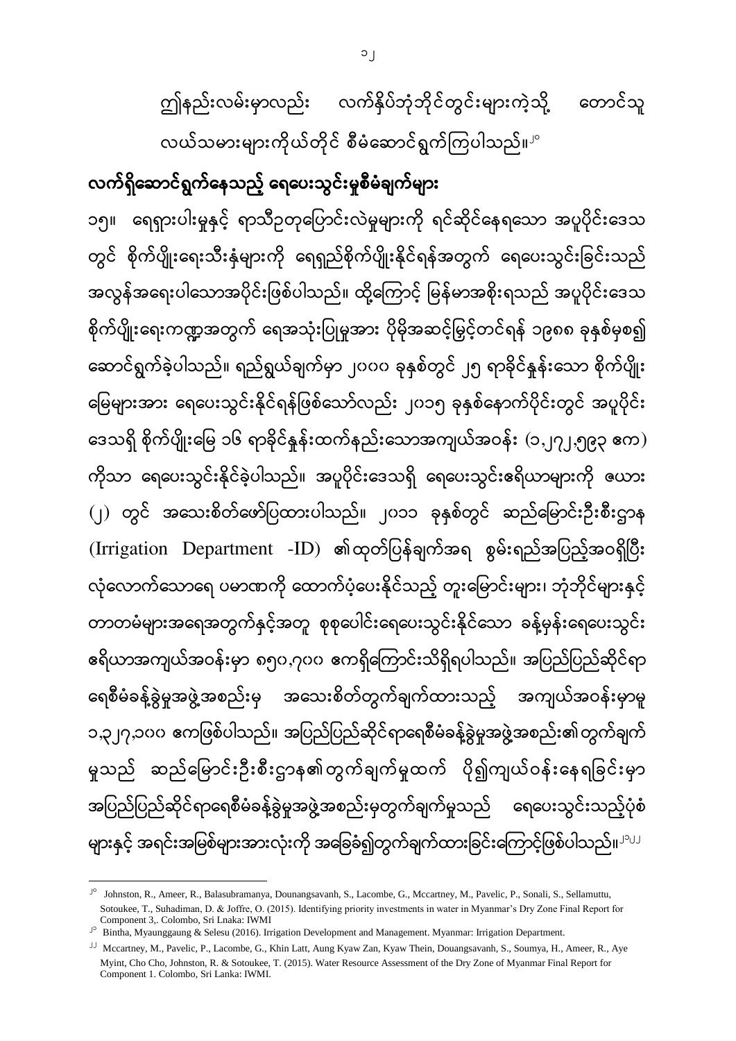ဤနည်းလမ်းမှာလည်း လက်နှိပ်ဘုံဘိုင်တွင်းများကဲ့သို့ တောင်သူလယ်သမားများကိုယ်တိုင် စီမံဆောင်ရွက်ကြပါသည်။[၂၀]

## လက်ရှိဆောင်ရွက်နေသည့် ရေပေးသွင်းမှုစီမံချက်များ

၁၅။ ရေရှားပါးမှုနှင့် ရာသီဥတုပြောင်းလဲမှုများကို ရင်ဆိုင်နေရသော အပူပိုင်းဒေသတွင် စိုက်ပျိုးရေးသီးနှံများကို ရေရှည်စိုက်ပျိုးနိုင်ရန်အတွက် ရေပေးသွင်းခြင်းသည် အလွန်အရေးပါသောအပိုင်းဖြစ်ပါသည်။ ထို့ကြောင့် မြန်မာအစိုးရသည် အပူပိုင်းဒေသ စိုက်ပျိုးရေးကဏ္ဍအတွက် ရေအသုံးပြုမှုအား ပိုမိုအဆင့်မြှင့်တင်ရန် ၁၉၈၈ ခုနှစ်မှစ၍ ဆောင်ရွက်ခဲ့ပါသည်။ ရည်ရွယ်ချက်မှာ ၂၀၀၀ ခုနှစ်တွင် ၂၅ ရာခိုင်နှုန်းသော စိုက်ပျိုးမြေများအား ရေပေးသွင်းနိုင်ရန်ဖြစ်သော်လည်း ၂၀၁၅ ခုနှစ်နောက်ပိုင်းတွင် အပူပိုင်းဒေသရှိ စိုက်ပျိုးမြေ ၁၆ ရာခိုင်နှုန်းထက်နည်းသောအကျယ်အဝန်း (၁,၂၇၂,၅၉၃ ဧက) ကိုသာ ရေပေးသွင်းနိုင်ခဲ့ပါသည်။ အပူပိုင်းဒေသရှိ ရေပေးသွင်းဧရိယာများကို ဇယား (၂) တွင် အသေးစိတ်ဖော်ပြထားပါသည်။ ၂၀၁၁ ခုနှစ်တွင် ဆည်မြောင်းဦးစီးဌာန (Irrigation Department -ID) ၏ထုတ်ပြန်ချက်အရ စွမ်းရည်အပြည့်အဝရှိပြီး လုံလောက်သောရေ ပမာဏကို ထောက်ပံ့ပေးနိုင်သည့် တူးမြောင်းများ၊ ဘုံဘိုင်များနှင့် တာတမံများအရေအတွက်နှင့်အတူ စုစုပေါင်းရေပေးသွင်းနိုင်သော ခန့်မှန်းရေပေးသွင်းဧရိယာအကျယ်အဝန်းမှာ ၈၅၀,၇၀၀ ဧကရှိကြောင်းသိရှိရပါသည်။ အပြည်ပြည်ဆိုင်ရာ ရေစီမံခန့်ခွဲမှုအဖွဲ့အစည်းမှ အသေးစိတ်တွက်ချက်ထားသည့် အကျယ်အဝန်းမှာမူ ၁,၃၂၇,၁၀၀ ဧကဖြစ်ပါသည်။ အပြည်ပြည်ဆိုင်ရာရေစီမံခန့်ခွဲမှုအဖွဲ့အစည်း၏တွက်ချက်မှုသည် ဆည်မြောင်းဦးစီးဌာန၏တွက်ချက်မှုထက် ပို၍ကျယ်ဝန်းနေရခြင်းမှာ အပြည်ပြည်ဆိုင်ရာရေစီမံခန့်ခွဲမှုအဖွဲ့အစည်းမှတွက်ချက်မှုသည် ရေပေးသွင်းသည့်ပုံစံများနှင့် အရင်းအမြစ်များအားလုံးကို အခြေခံ၍တွက်ချက်ထားခြင်းကြောင့်ဖြစ်ပါသည်။[၂၁][၂၂]

---

[၂၀] Johnston, R., Ameer, R., Balasubramanya, Dounangsavanh, S., Lacombe, G., Mccartney, M., Pavelic, P., Sonali, S., Sellamuttu, Sotoukee, T., Suhadiman, D. & Joffre, O. (2015). Identifying priority investments in water in Myanmar's Dry Zone Final Report for Component 3,. Colombo, Sri Lnaka: IWMI

[၂၁] Bintha, Myaunggaung & Selesu (2016). Irrigation Development and Management. Myanmar: Irrigation Department.

[၂၂] Mccartney, M., Pavelic, P., Lacombe, G., Khin Latt, Aung Kyaw Zan, Kyaw Thein, Douangsavanh, S., Soumya, H., Ameer, R., Aye Myint, Cho Cho, Johnston, R. & Sotoukee, T. (2015). Water Resource Assessment of the Dry Zone of Myanmar Final Report for Component 1. Colombo, Sri Lanka: IWMI.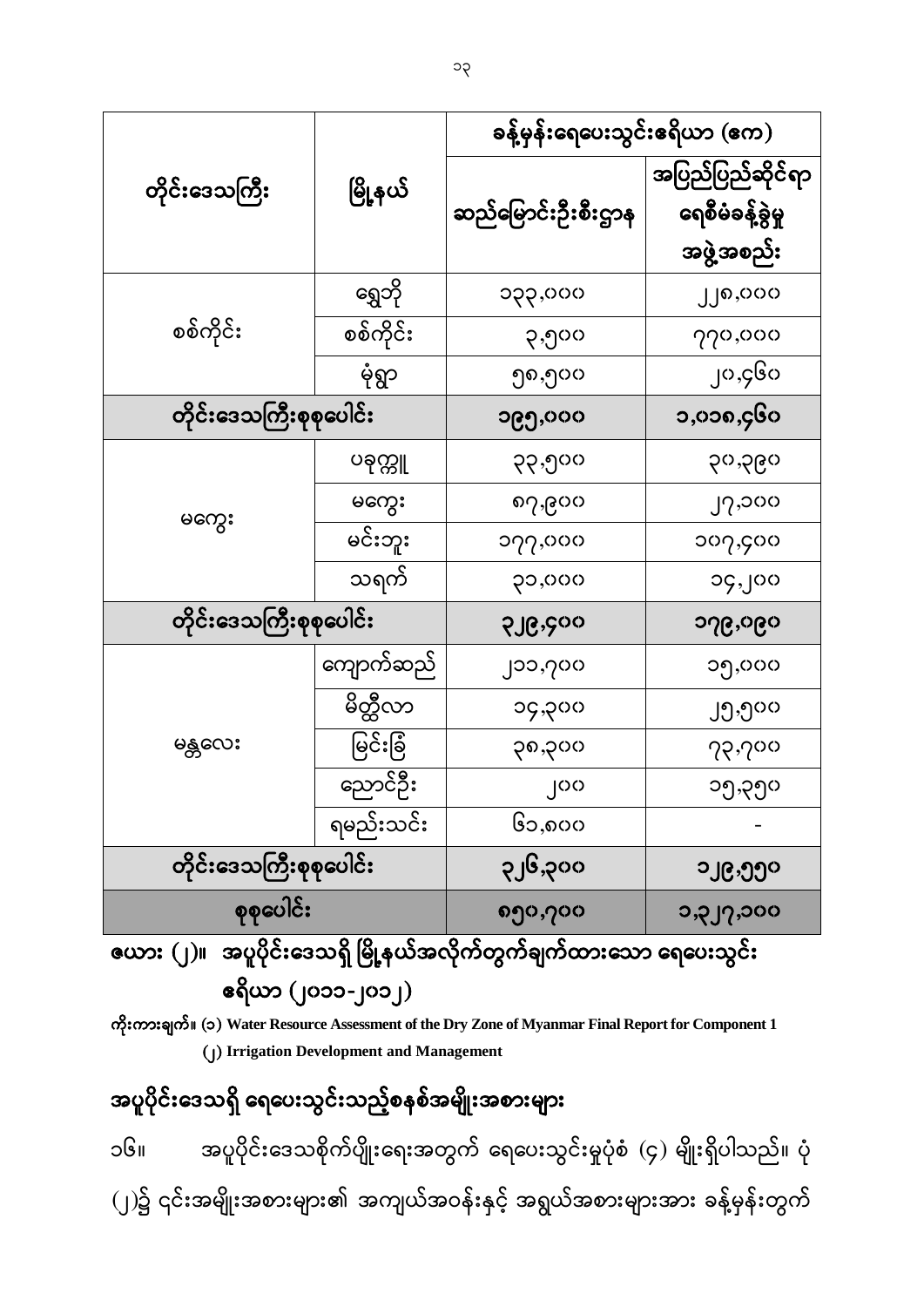| တိုင်းဒေသကြီး | မြို့နယ် | ခန့်မှန်းရေပေးသွင်းဧရိယာ (ဧက) | |
|---|---|---|---|
| | | ဆည်မြောင်းဦးစီးဌာန | အပြည်ပြည်ဆိုင်ရာ ရေစီမံခန့်ခွဲမှု အဖွဲ့အစည်း |
| စစ်ကိုင်း | ရွှေဘို | ၁၃၃,၀၀၀ | ၂၂၈,၀၀၀ |
| | စစ်ကိုင်း | ၃,၅၀၀ | ၇၇၀,၀၀၀ |
| | မုံရွာ | ၅၈,၅၀၀ | ၂၀,၄၆၀ |
| **တိုင်းဒေသကြီးစုစုပေါင်း** | | **၁၉၅,၀၀၀** | **၁,၀၁၈,၄၆၀** |
| မကွေး | ပခုက္ကူ | ၃၃,၅၀၀ | ၃၀,၃၉၀ |
| | မကွေး | ၈၇,၉၀၀ | ၂၇,၁၀၀ |
| | မင်းဘူး | ၁၇၇,၀၀၀ | ၁၀၇,၄၀၀ |
| | သရက် | ၃၁,၀၀၀ | ၁၄,၂၀၀ |
| **တိုင်းဒေသကြီးစုစုပေါင်း** | | **၃၂၉,၄၀၀** | **၁၇၉,၀၉၀** |
| မန္တလေး | ကျောက်ဆည် | ၂၁၁,၇၀၀ | ၁၅,၀၀၀ |
| | မိတ္ထီလာ | ၁၄,၃၀၀ | ၂၅,၅၀၀ |
| | မြင်းခြံ | ၃၈,၃၀၀ | ၇၃,၇၀၀ |
| | ညောင်ဦး | ၂၀၀ | ၁၅,၃၅၀ |
| | ရမည်းသင်း | ၆၁,၈၀၀ | - |
| **တိုင်းဒေသကြီးစုစုပေါင်း** | | **၃၂၆,၃၀၀** | **၁၂၉,၅၅၀** |
| **စုစုပေါင်း** | | **၈၅၀,၇၀၀** | **၁,၃၂၇,၁၀၀** |

**ဇယား (၂)။ အပူပိုင်းဒေသရှိ မြို့နယ်အလိုက်တွက်ချက်ထားသော ရေပေးသွင်း ဧရိယာ (၂၀၁၁-၂၀၁၂)**

**ကိုးကားချက်။** (၁) **Water Resource Assessment of the Dry Zone of Myanmar Final Report for Component 1**

(၂) **Irrigation Development and Management**

## အပူပိုင်းဒေသရှိ ရေပေးသွင်းသည့်စနစ်အမျိုးအစားများ

၁၆။ အပူပိုင်းဒေသစိုက်ပျိုးရေးအတွက် ရေပေးသွင်းမှုပုံစံ (၄) မျိုးရှိပါသည်။ ပုံ (၂)၌ ၎င်းအမျိုးအစားများ၏ အကျယ်အဝန်းနှင့် အရွယ်အစားများအား ခန့်မှန်းတွက်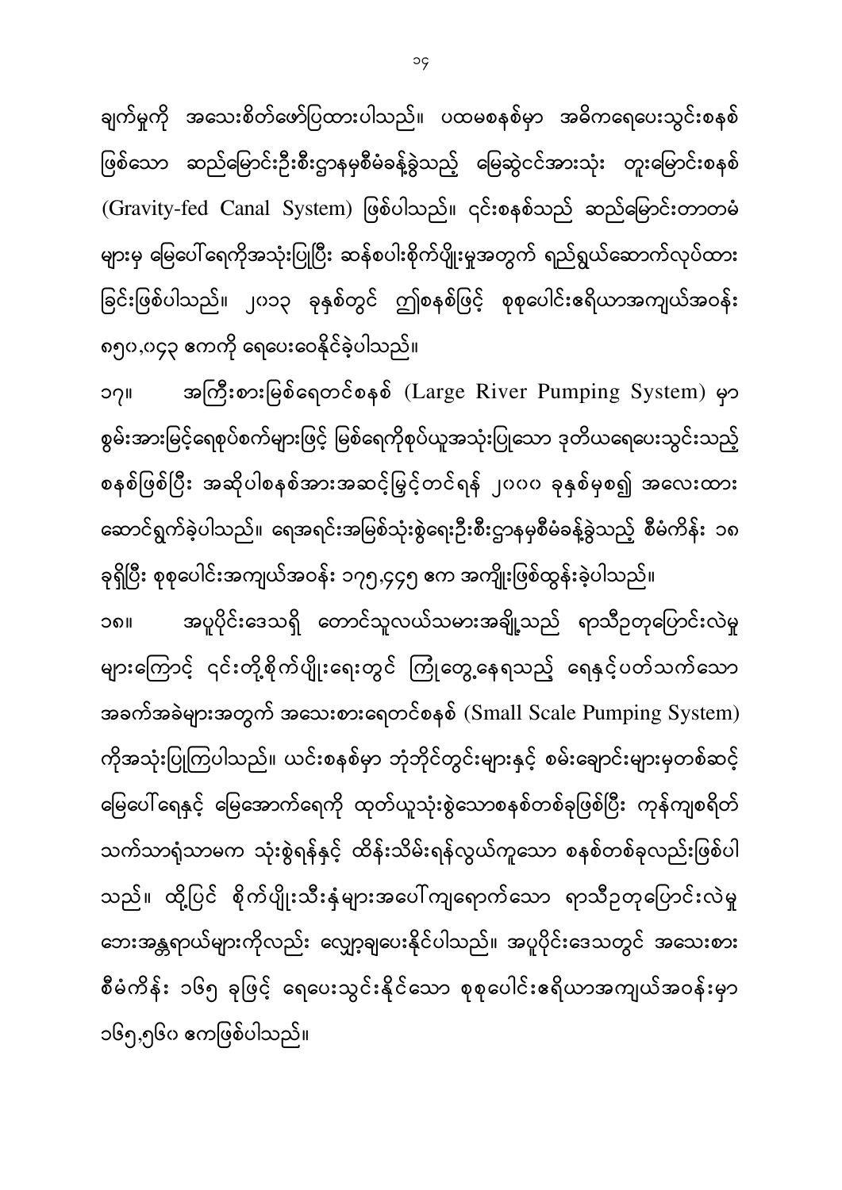ချက်မှုကို အသေးစိတ်ဖော်ပြထားပါသည်။ ပထမစနစ်မှာ အဓိကရေပေးသွင်းစနစ်ဖြစ်သော ဆည်မြောင်းဦးစီးဌာနမှစီမံခန့်ခွဲသည့် မြေဆွဲငင်အားသုံး တူးမြောင်းစနစ် (Gravity-fed Canal System) ဖြစ်ပါသည်။ ၎င်းစနစ်သည် ဆည်မြောင်းတာတမံများမှ မြေပေါ်ရေကိုအသုံးပြုပြီး ဆန်စပါးစိုက်ပျိုးမှုအတွက် ရည်ရွယ်ဆောက်လုပ်ထားခြင်းဖြစ်ပါသည်။ ၂၀၁၃ ခုနှစ်တွင် ဤစနစ်ဖြင့် စုစုပေါင်းဧရိယာအကျယ်အဝန်း ၈၅၀,၀၄၃ ဧကကို ရေပေးဝေနိုင်ခဲ့ပါသည်။

၁၇။ အကြီးစားမြစ်ရေတင်စနစ် (Large River Pumping System) မှာ စွမ်းအားမြင့်ရေစုပ်စက်များဖြင့် မြစ်ရေကိုစုပ်ယူအသုံးပြုသော ဒုတိယရေပေးသွင်းသည့်စနစ်ဖြစ်ပြီး အဆိုပါစနစ်အားအဆင့်မြှင့်တင်ရန် ၂၀၀၀ ခုနှစ်မှစ၍ အလေးထားဆောင်ရွက်ခဲ့ပါသည်။ ရေအရင်းအမြစ်သုံးစွဲရေးဦးစီးဌာနမှစီမံခန့်ခွဲသည့် စီမံကိန်း ၁၈ ခုရှိပြီး စုစုပေါင်းအကျယ်အဝန်း ၁၇၅,၄၄၅ ဧက အကျိုးဖြစ်ထွန်းခဲ့ပါသည်။

၁၈။ အပူပိုင်းဒေသရှိ တောင်သူလယ်သမားအချို့သည် ရာသီဥတုပြောင်းလဲမှုများကြောင့် ၎င်းတို့စိုက်ပျိုးရေးတွင် ကြုံတွေ့နေရသည့် ရေနှင့်ပတ်သက်သော အခက်အခဲများအတွက် အသေးစားရေတင်စနစ် (Small Scale Pumping System) ကိုအသုံးပြုကြပါသည်။ ယင်းစနစ်မှာ ဘုံဘိုင်တွင်းများနှင့် စမ်းချောင်းများမှတစ်ဆင့် မြေပေါ်ရေနှင့် မြေအောက်ရေကို ထုတ်ယူသုံးစွဲသောစနစ်တစ်ခုဖြစ်ပြီး ကုန်ကျစရိတ်သက်သာရုံသာမက သုံးစွဲရန်နှင့် ထိန်းသိမ်းရန်လွယ်ကူသော စနစ်တစ်ခုလည်းဖြစ်ပါသည်။ ထို့ပြင် စိုက်ပျိုးသီးနှံများအပေါ်ကျရောက်သော ရာသီဥတုပြောင်းလဲမှု ဘေးအန္တရာယ်များကိုလည်း လျှော့ချပေးနိုင်ပါသည်။ အပူပိုင်းဒေသတွင် အသေးစားစီမံကိန်း ၁၆၅ ခုဖြင့် ရေပေးသွင်းနိုင်သော စုစုပေါင်းဧရိယာအကျယ်အဝန်းမှာ ၁၆၅,၅၆၀ ဧကဖြစ်ပါသည်။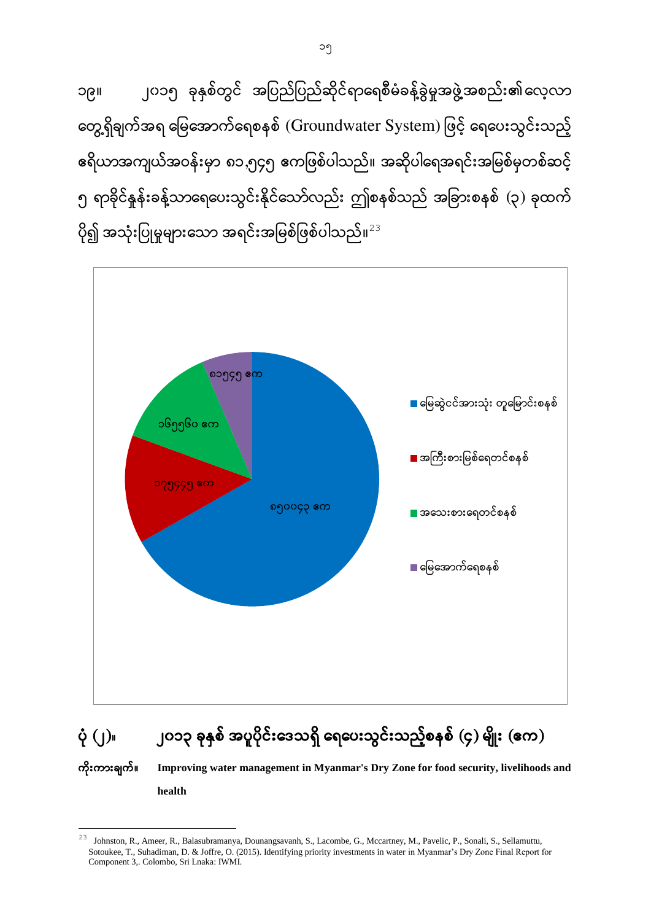၁၉။ ၂၀၁၅ ခုနှစ်တွင် အပြည်ပြည်ဆိုင်ရာရေစီမံခန့်ခွဲမှုအဖွဲ့အစည်း၏ လေ့လာတွေ့ရှိချက်အရ မြေအောက်ရေစနစ် (Groundwater System) ဖြင့် ရေပေးသွင်းသည့် ဧရိယာအကျယ်အဝန်းမှာ ၈၁,၅၄၅ ဧကဖြစ်ပါသည်။ အဆိုပါရေအရင်းအမြစ်မှတစ်ဆင့် ၅ ရာခိုင်နှုန်းခန့်သာရေပေးသွင်းနိုင်သော်လည်း ဤစနစ်သည် အခြားစနစ် (၃) ခုထက် ပို၍ အသုံးပြုမှုများသော အရင်းအမြစ်ဖြစ်ပါသည်။[23]

| စနစ် | ဧရိယာ |
|---|---|
| မြေဆွဲငင်အားသုံး တူမြောင်းစနစ် | ၈၅၀၀၄၃ ဧက |
| အကြီးစားမြစ်ရေတင်စနစ် | ၁၇၅၄၄၅ ဧက |
| အသေးစားရေတင်စနစ် | ၁၆၅၅၆၀ ဧက |
| မြေအောက်ရေစနစ် | ၈၁၅၄၅ ဧက |

**ပုံ (၂)။ ၂၀၁၃ ခုနှစ် အပူပိုင်းဒေသရှိ ရေပေးသွင်းသည့်စနစ် (၄) မျိုး (ဧက)**

**ကိုးကားချက်။ Improving water management in Myanmar's Dry Zone for food security, livelihoods and health**

---

[23] Johnston, R., Ameer, R., Balasubramanya, Dounangsavanh, S., Lacombe, G., Mccartney, M., Pavelic, P., Sonali, S., Sellamuttu, Sotoukee, T., Suhadiman, D. & Joffre, O. (2015). Identifying priority investments in water in Myanmar's Dry Zone Final Report for Component 3,. Colombo, Sri Lnaka: IWMI.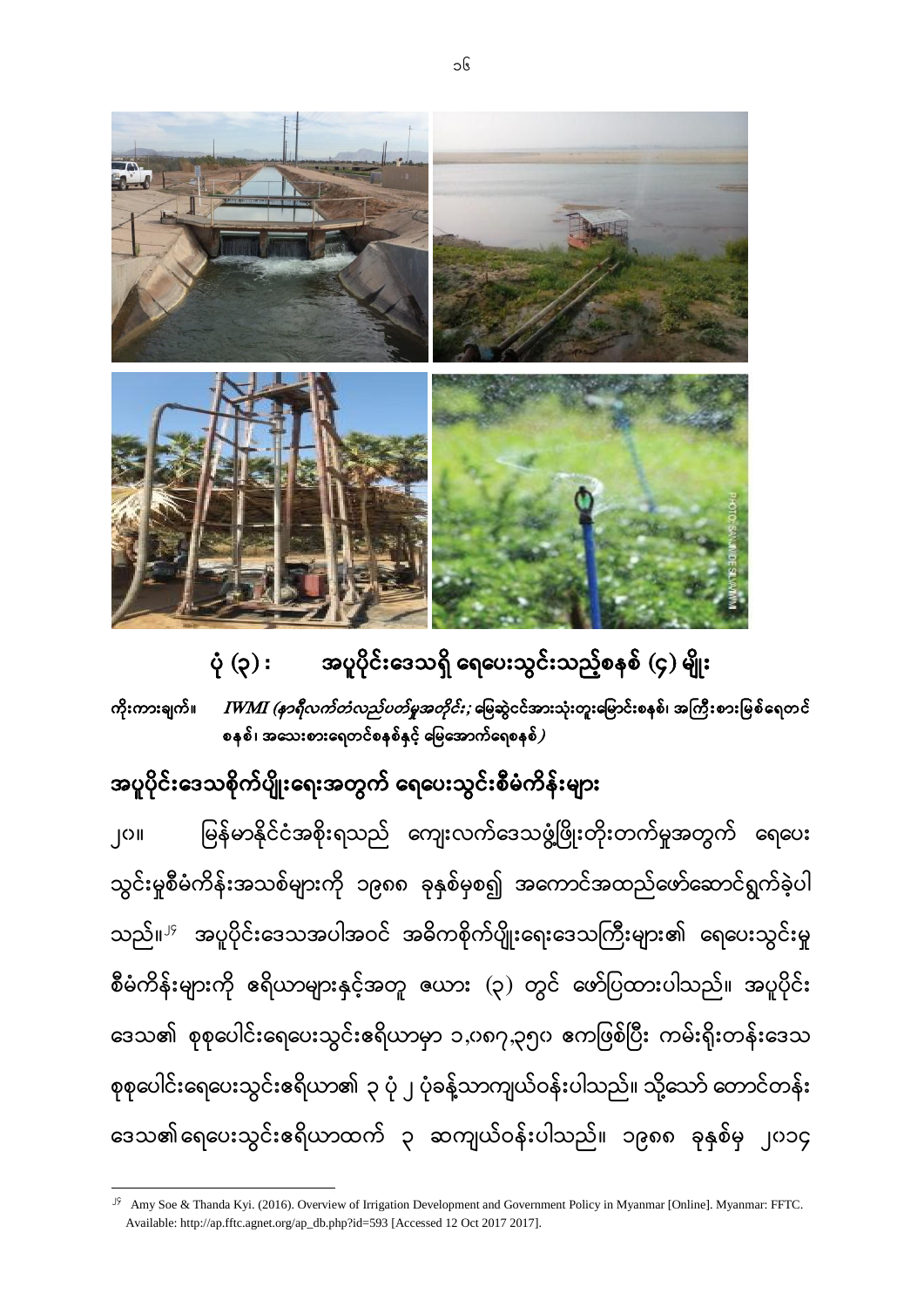ပုံ (၃) : အပူပိုင်းဒေသရှိ ရေပေးသွင်းသည့်စနစ် (၄) မျိုး

ကိုးကားချက်။ *IWMI (နာရီလက်တံလည်ပတ်မှုအတိုင်း; မြေဆွဲငင်အားသုံးတူးမြောင်းစနစ်၊ အကြီးစားမြစ်ရေတင်စနစ်၊ အသေးစားရေတင်စနစ်နှင့် မြေအောက်ရေစနစ်)*

## အပူပိုင်းဒေသစိုက်ပျိုးရေးအတွက် ရေပေးသွင်းစီမံကိုန်းများ

၂၀။ မြန်မာနိုင်ငံအစိုးရသည် ကျေးလက်ဒေသဖွံ့ဖြိုးတိုးတက်မှုအတွက် ရေပေးသွင်းမှုစီမံကိန်းအသစ်များကို ၁၉၈၈ ခုနှစ်မှစ၍ အကောင်အထည်ဖော်ဆောင်ရွက်ခဲ့ပါသည်။[၂၆] အပူပိုင်းဒေသအပါအဝင် အဓိကစိုက်ပျိုးရေးဒေသကြီးများ၏ ရေပေးသွင်းမှုစီမံကိန်းများကို ဧရိယာများနှင့်အတူ ဇယား (၃) တွင် ဖော်ပြထားပါသည်။ အပူပိုင်းဒေသ၏ စုစုပေါင်းရေပေးသွင်းဧရိယာမှာ ၁,၀၈၇,၃၅၀ ဧကဖြစ်ပြီး ကမ်းရိုးတန်းဒေသစုစုပေါင်းရေပေးသွင်းဧရိယာ၏ ၃ ပုံ ၂ ပုံခန့်သာကျယ်ဝန်းပါသည်။ သို့သော် တောင်တန်းဒေသ၏ရေပေးသွင်းဧရိယာထက် ၃ ဆကျယ်ဝန်းပါသည်။ ၁၉၈၈ ခုနှစ်မှ ၂၀၁၄

---

[၂၆] Amy Soe & Thanda Kyi. (2016). Overview of Irrigation Development and Government Policy in Myanmar [Online]. Myanmar: FFTC. Available: http://ap.fftc.agnet.org/ap_db.php?id=593 [Accessed 12 Oct 2017 2017].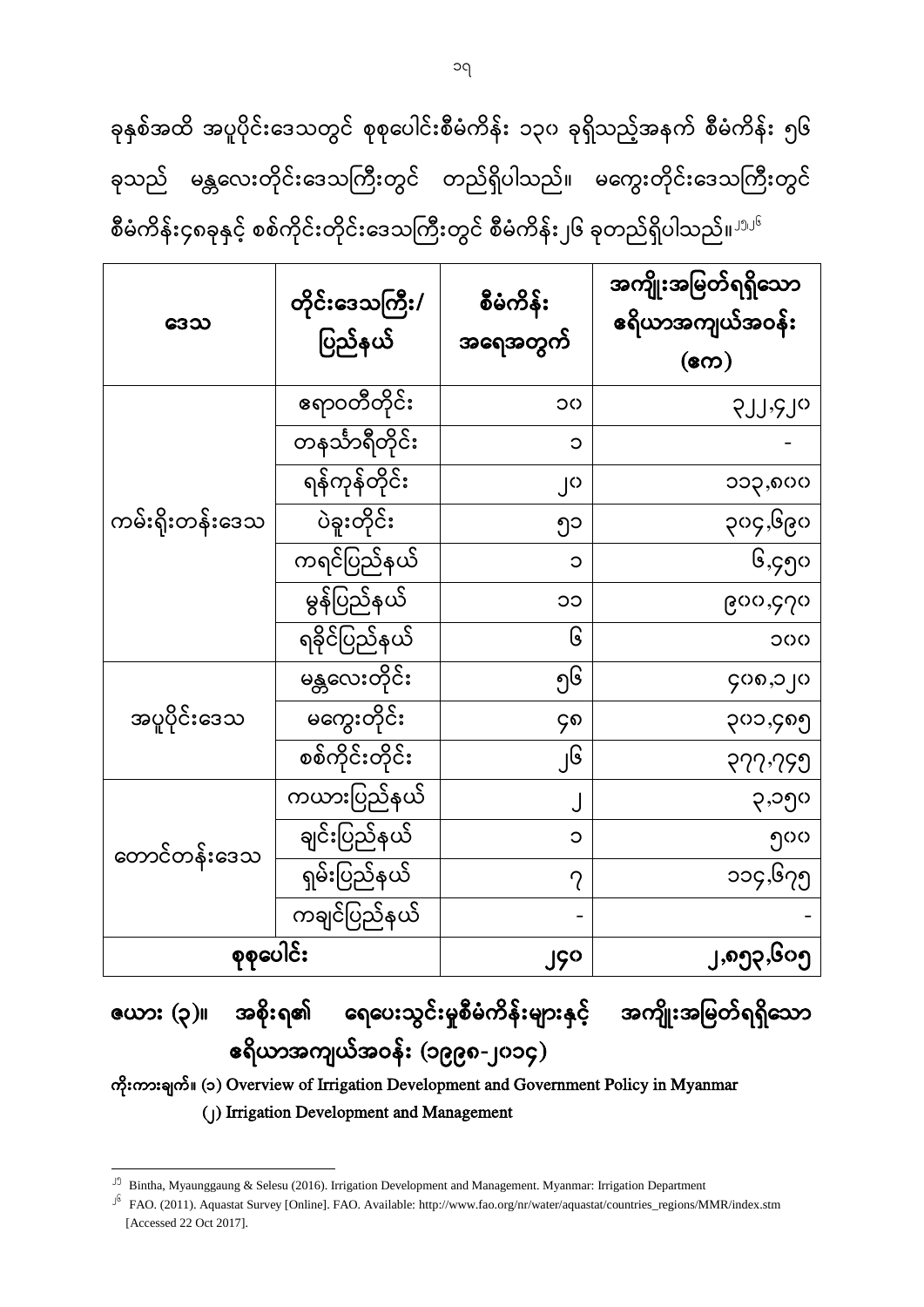ခုနှစ်အထိ အပူပိုင်းဒေသတွင် စုစုပေါင်းစီမံကိန်း ၁၃၀ ခုရှိသည့်အနက် စီမံကိန်း ၅၆ ခုသည် မန္တလေးတိုင်းဒေသကြီးတွင် တည်ရှိပါသည်။ မကွေးတိုင်းဒေသကြီးတွင် စီမံကိန်း၄၈ခုနှင့် စစ်ကိုင်းတိုင်းဒေသကြီးတွင် စီမံကိန်း၂၆ ခုတည်ရှိပါသည်။[၂၅,၂၆]

| ဒေသ | တိုင်းဒေသကြီး/ ပြည်နယ် | စီမံကိန်း အရေအတွက် | အကျိုးအမြတ်ရရှိသော ဧရိယာအကျယ်အဝန်း (ဧက) |
|---|---|---|---|
| ကမ်းရိုးတန်းဒေသ | ဧရာဝတီတိုင်း | ၁၀ | ၃၂၂,၄၂၀ |
| | တနင်္သာရီတိုင်း | ၁ | - |
| | ရန်ကုန်တိုင်း | ၂၀ | ၁၁၃,၈၀၀ |
| | ပဲခူးတိုင်း | ၅၁ | ၃၀၄,၆၉၀ |
| | ကရင်ပြည်နယ် | ၁ | ၆,၄၅၀ |
| | မွန်ပြည်နယ် | ၁၁ | ၉၀၀,၄၇၀ |
| | ရခိုင်ပြည်နယ် | ၆ | ၁၀၀ |
| အပူပိုင်းဒေသ | မန္တလေးတိုင်း | ၅၆ | ၄၀၈,၁၂၀ |
| | မကွေးတိုင်း | ၄၈ | ၃၀၁,၄၈၅ |
| | စစ်ကိုင်းတိုင်း | ၂၆ | ၃၇၇,၇၄၅ |
| တောင်တန်းဒေသ | ကယားပြည်နယ် | ၂ | ၃,၁၅၀ |
| | ချင်းပြည်နယ် | ၁ | ၅၀၀ |
| | ရှမ်းပြည်နယ် | ၇ | ၁၁၄,၆၇၅ |
| | ကချင်ပြည်နယ် | - | - |
| **စုစုပေါင်း** | | **၂၄၀** | **၂,၈၅၃,၆၀၅** |

**ဇယား (၃)။ အစိုးရ၏ ရေပေးသွင်းမှုစီမံကိန်းများနှင့် အကျိုးအမြတ်ရရှိသော ဧရိယာအကျယ်အဝန်း (၁၉၉၈-၂၀၁၄)**

**ကိုးကားချက်။** (၁) Overview of Irrigation Development and Government Policy in Myanmar

(၂) Irrigation Development and Management

---

[၂၅] Bintha, Myaunggaung & Selesu (2016). Irrigation Development and Management. Myanmar: Irrigation Department

[၂၆] FAO. (2011). Aquastat Survey [Online]. FAO. Available: http://www.fao.org/nr/water/aquastat/countries_regions/MMR/index.stm [Accessed 22 Oct 2017].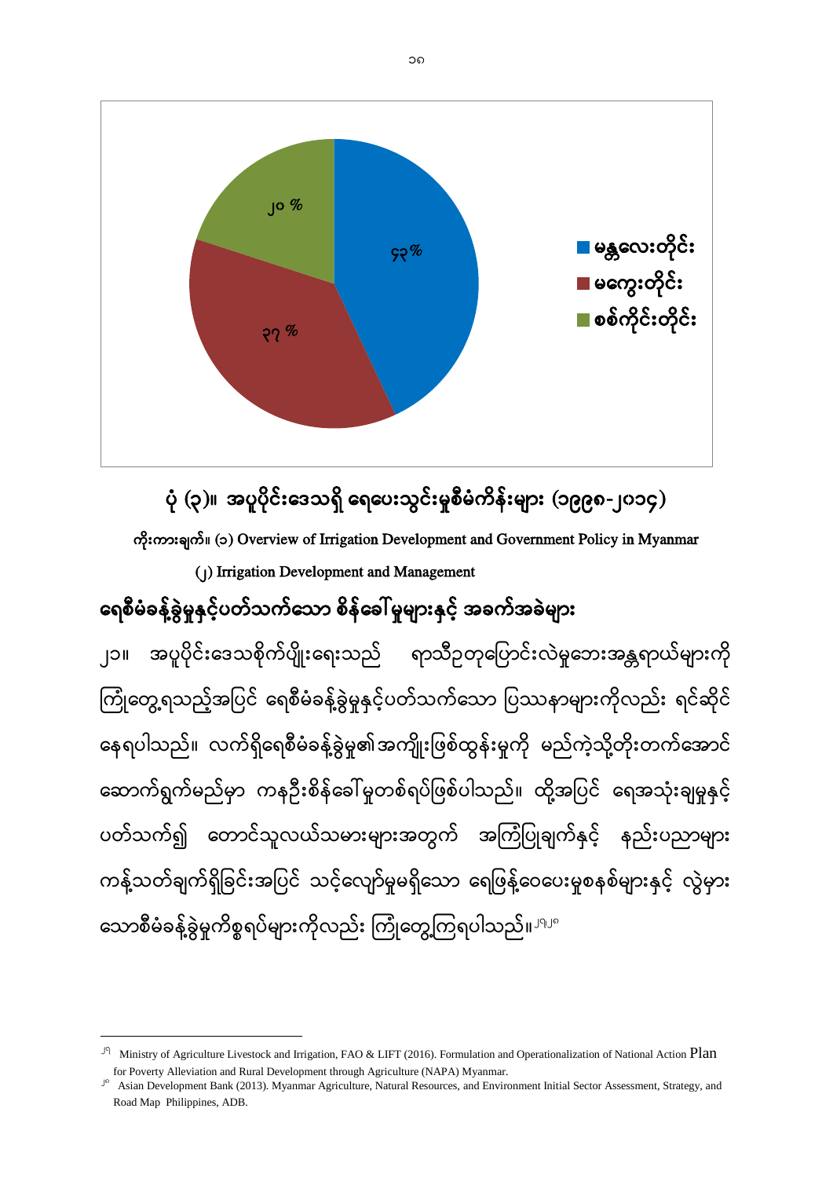| ဒေသ | ရာခိုင်နှုန်း |
|---|---|
| မန္တလေးတိုင်း | ၄၃% |
| မကွေးတိုင်း | ၃၇ % |
| စစ်ကိုင်းတိုင်း | ၂၀ % |

ပုံ (၃)။ အပူပိုင်းဒေသရှိ ရေပေးသွင်းမှုစီမံကိန်းများ (၁၉၉၈-၂၀၁၄)

ကိုးကားချက်။ (၁) Overview of Irrigation Development and Government Policy in Myanmar

(၂) Irrigation Development and Management

## ရေစီမံခန့်ခွဲမှုနှင့်ပတ်သက်သော စိန်ခေါ်မှုများနှင့် အခက်အခဲများ

၂၁။ အပူပိုင်းဒေသစိုက်ပျိုးရေးသည် ရာသီဥတုပြောင်းလဲမှုဘေးအန္တရာယ်များကို ကြုံတွေ့ရသည့်အပြင် ရေစီမံခန့်ခွဲမှုနှင့်ပတ်သက်သော ပြဿနာများကိုလည်း ရင်ဆိုင်နေရပါသည်။ လက်ရှိရေစီမံခန့်ခွဲမှု၏အကျိုးဖြစ်ထွန်းမှုကို မည်ကဲ့သို့တိုးတက်အောင်ဆောက်ရွက်မည်မှာ ကနဦးစိန်ခေါ်မှုတစ်ရပ်ဖြစ်ပါသည်။ ထို့အပြင် ရေအသုံးချမှုနှင့်ပတ်သက်၍ တောင်သူလယ်သမားများအတွက် အကြံပြုချက်နှင့် နည်းပညာများကန့်သတ်ချက်ရှိခြင်းအပြင် သင့်လျော်မှုမရှိသော ရေဖြန့်ဝေပေးမှုစနစ်များနှင့် လွဲမှားသောစီမံခန့်ခွဲမှုကိစ္စရပ်များကိုလည်း ကြုံတွေ့ကြရပါသည်။[၂၅][၂၆]

---

[၂၅] Ministry of Agriculture Livestock and Irrigation, FAO & LIFT (2016). Formulation and Operationalization of National Action Plan for Poverty Alleviation and Rural Development through Agriculture (NAPA) Myanmar.

[၂၆] Asian Development Bank (2013). Myanmar Agriculture, Natural Resources, and Environment Initial Sector Assessment, Strategy, and Road Map Philippines, ADB.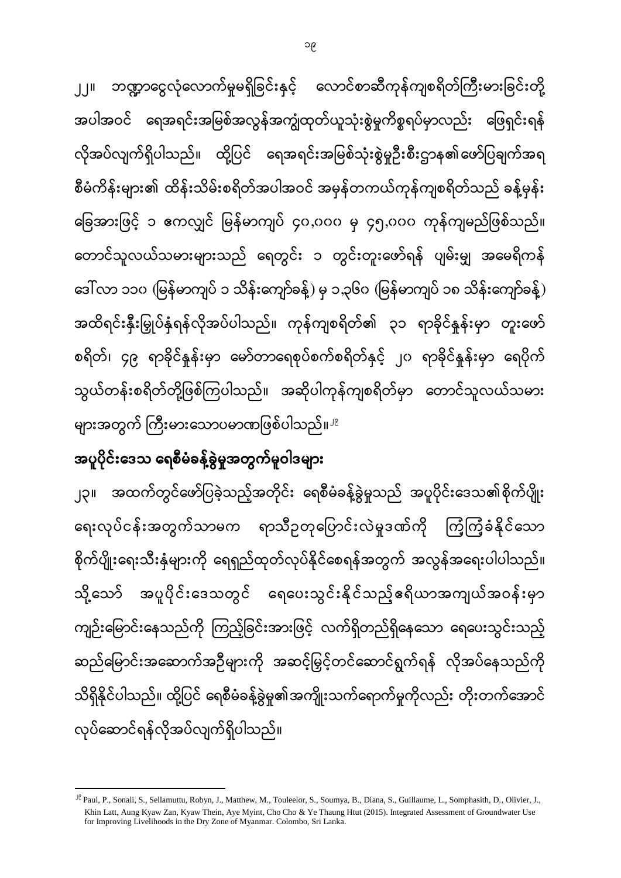၂၂။ ဘဏ္ဍာငွေလုံလောက်မှုမရှိခြင်းနှင့် လောင်စာဆီကုန်ကျစရိတ်ကြီးမားခြင်းတို့ အပါအဝင် ရေအရင်းအမြစ်အလွန်အကျွံထုတ်ယူသုံးစွဲမှုကိစ္စရပ်မှာလည်း ဖြေရှင်းရန် လိုအပ်လျက်ရှိပါသည်။ ထို့ပြင် ရေအရင်းအမြစ်သုံးစွဲမှုဦးစီးဌာန၏ဖော်ပြချက်အရ စီမံကိန်းများ၏ ထိန်းသိမ်းစရိတ်အပါအဝင် အမှန်တကယ်ကုန်ကျစရိတ်သည် ခန့်မှန်း ခြေအားဖြင့် ၁ ဧကလျှင် မြန်မာကျပ် ၄၀,၀၀၀ မှ ၄၅,၀၀၀ ကုန်ကျမည်ဖြစ်သည်။ တောင်သူလယ်သမားများသည် ရေတွင်း ၁ တွင်းတူးဖော်ရန် ပျမ်းမျှ အမေရိကန် ဒေါ်လာ ၁၁၀ (မြန်မာကျပ် ၁ သိန်းကျော်ခန့်) မှ ၁,၃၆၀ (မြန်မာကျပ် ၁၈ သိန်းကျော်ခန့်) အထိရင်းနှီးမြှုပ်နှံရန်လိုအပ်ပါသည်။ ကုန်ကျစရိတ်၏ ၃၁ ရာခိုင်နှုန်းမှာ တူးဖော် စရိတ်၊ ၄၉ ရာခိုင်နှုန်းမှာ မော်တာရေစုပ်စက်စရိတ်နှင့် ၂၀ ရာခိုင်နှုန်းမှာ ရေပိုက် သွယ်တန်းစရိတ်တို့ဖြစ်ကြပါသည်။ အဆိုပါကုန်ကျစရိတ်မှာ တောင်သူလယ်သမား များအတွက် ကြီးမားသောပမာဏဖြစ်ပါသည်။[၂၉]

## အပူပိုင်းဒေသ ရေစီမံခန့်ခွဲမှုအတွက်မူဝါဒများ

၂၃။ အထက်တွင်ဖော်ပြခဲ့သည့်အတိုင်း ရေစီမံခန့်ခွဲမှုသည် အပူပိုင်းဒေသ၏စိုက်ပျိုး ရေးလုပ်ငန်းအတွက်သာမက ရာသီဥတုပြောင်းလဲမှုဒဏ်ကို ကြံ့ကြံ့ခံနိုင်သော စိုက်ပျိုးရေးသီးနှံများကို ရေရှည်ထုတ်လုပ်နိုင်စေရန်အတွက် အလွန်အရေးပါပါသည်။ သို့သော် အပူပိုင်းဒေသတွင် ရေပေးသွင်းနိုင်သည့်ဧရိယာအကျယ်အဝန်းမှာ ကျဉ်းမြောင်းနေသည်ကို ကြည့်ခြင်းအားဖြင့် လက်ရှိတည်ရှိနေသော ရေပေးသွင်းသည့် ဆည်မြောင်းအဆောက်အဦများကို အဆင့်မြှင့်တင်ဆောင်ရွက်ရန် လိုအပ်နေသည်ကို သိရှိနိုင်ပါသည်။ ထို့ပြင် ရေစီမံခန့်ခွဲမှု၏အကျိုးသက်ရောက်မှုကိုလည်း တိုးတက်အောင် လုပ်ဆောင်ရန်လိုအပ်လျက်ရှိပါသည်။

---

[၂၉] Paul, P., Sonali, S., Sellamuttu, Robyn, J., Matthew, M., Touleelor, S., Soumya, B., Diana, S., Guillaume, L., Somphasith, D., Olivier, J., Khin Latt, Aung Kyaw Zan, Kyaw Thein, Aye Myint, Cho Cho & Ye Thaung Htut (2015). Integrated Assessment of Groundwater Use for Improving Livelihoods in the Dry Zone of Myanmar. Colombo, Sri Lanka.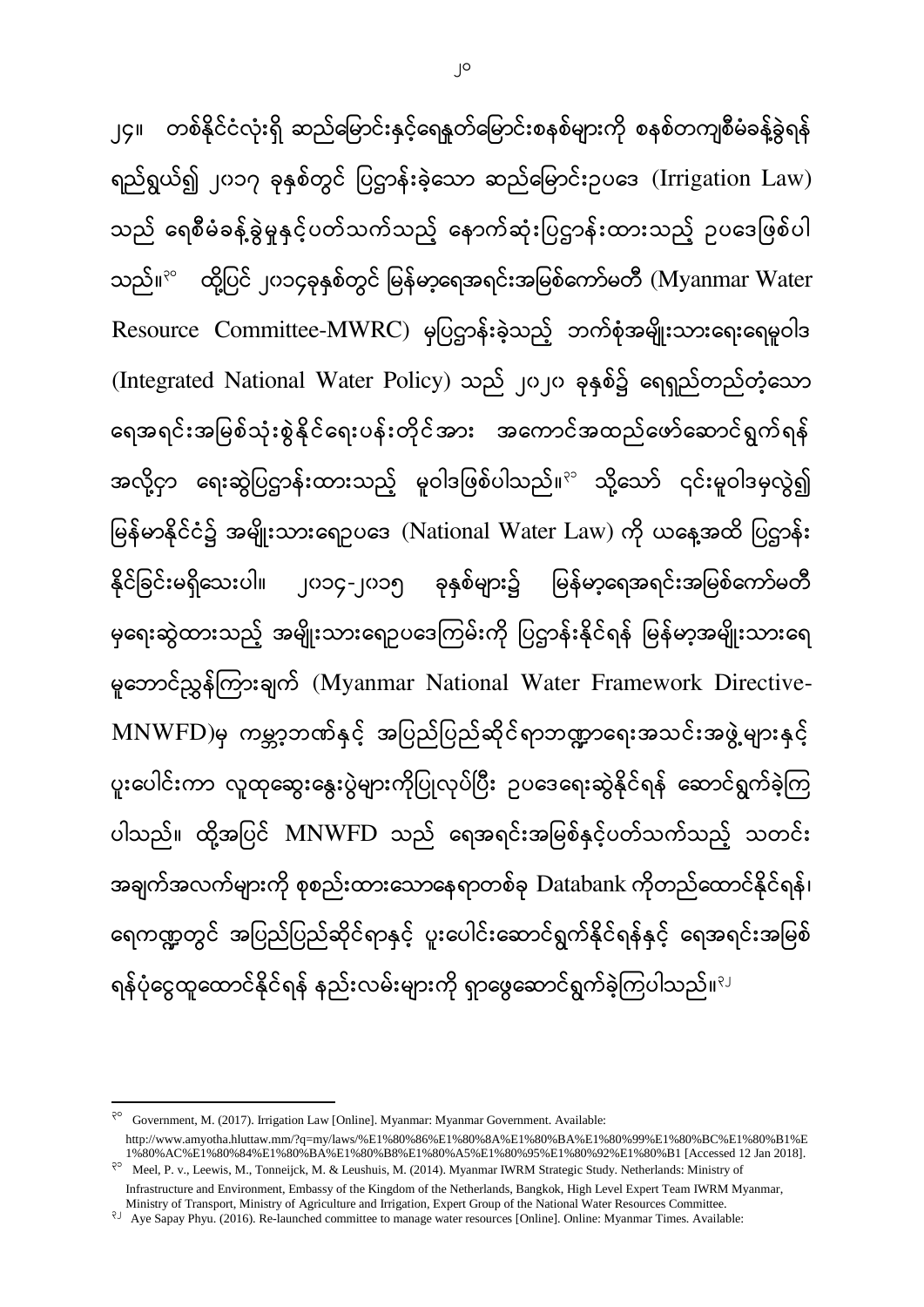၂၄။ တစ်နိုင်ငံလုံးရှိ ဆည်မြောင်းနှင့်ရေနုတ်မြောင်းစနစ်များကို စနစ်တကျစီမံခန့်ခွဲရန် ရည်ရွယ်၍ ၂၀၁၇ ခုနှစ်တွင် ပြဋ္ဌာန်းခဲ့သော ဆည်မြောင်းဥပဒေ (Irrigation Law) သည် ရေစီမံခန့်ခွဲမှုနှင့်ပတ်သက်သည့် နောက်ဆုံးပြဋ္ဌာန်းထားသည့် ဥပဒေဖြစ်ပါသည်။[၃၀] ထို့ပြင် ၂၀၁၄ခုနှစ်တွင် မြန်မာ့ရေအရင်းအမြစ်ကော်မတီ (Myanmar Water Resource Committee-MWRC) မှပြဋ္ဌာန်းခဲ့သည့် ဘက်စုံအမျိုးသားရေးရေမူဝါဒ (Integrated National Water Policy) သည် ၂၀၂၀ ခုနှစ်၌ ရေရှည်တည်တံ့သော ရေအရင်းအမြစ်သုံးစွဲနိုင်ရေးပန်းတိုင်အား အကောင်အထည်ဖော်ဆောင်ရွက်ရန် အလို့ငှာ ရေးဆွဲပြဋ္ဌာန်းထားသည့် မူဝါဒဖြစ်ပါသည်။[၃၁] သို့သော် ၎င်းမူဝါဒမှလွဲ၍ မြန်မာနိုင်ငံ၌ အမျိုးသားရေဥပဒေ (National Water Law) ကို ယနေ့အထိ ပြဋ္ဌာန်းနိုင်ခြင်းမရှိသေးပါ။ ၂၀၁၄-၂၀၁၅ ခုနှစ်များ၌ မြန်မာ့ရေအရင်းအမြစ်ကော်မတီမှရေးဆွဲထားသည့် အမျိုးသားရေဥပဒေကြမ်းကို ပြဋ္ဌာန်းနိုင်ရန် မြန်မာ့အမျိုးသားရေမူဘောင်ညွှန်ကြားချက် (Myanmar National Water Framework Directive-MNWFD)မှ ကမ္ဘာ့ဘဏ်နှင့် အပြည်ပြည်ဆိုင်ရာဘဏ္ဍာရေးအသင်းအဖွဲ့များနှင့် ပူးပေါင်းကာ လူထုဆွေးနွေးပွဲများကိုပြုလုပ်ပြီး ဥပဒေရေးဆွဲနိုင်ရန် ဆောင်ရွက်ခဲ့ကြပါသည်။ ထို့အပြင် MNWFD သည် ရေအရင်းအမြစ်နှင့်ပတ်သက်သည့် သတင်းအချက်အလက်များကို စုစည်းထားသောနေရာတစ်ခု Databank ကိုတည်ထောင်နိုင်ရန်၊ ရေကဏ္ဍတွင် အပြည်ပြည်ဆိုင်ရာနှင့် ပူးပေါင်းဆောင်ရွက်နိုင်ရန်နှင့် ရေအရင်းအမြစ်ရန်ပုံငွေထူထောင်နိုင်ရန် နည်းလမ်းများကို ရှာဖွေဆောင်ရွက်ခဲ့ကြပါသည်။[၃၂]

---

[၃၀] Government, M. (2017). Irrigation Law [Online]. Myanmar: Myanmar Government. Available: http://www.amyotha.hluttaw.mm/?q=my/laws/%E1%80%86%E1%80%8A%E1%80%BA%E1%80%99%E1%80%BC%E1%80%B1%E1%80%AC%E1%80%84%E1%80%BA%E1%80%B8%E1%80%A5%E1%80%95%E1%80%92%E1%80%B1 [Accessed 12 Jan 2018].

[၃၁] Meel, P. v., Leewis, M., Tonneijck, M. & Leushuis, M. (2014). Myanmar IWRM Strategic Study. Netherlands: Ministry of Infrastructure and Environment, Embassy of the Kingdom of the Netherlands, Bangkok, High Level Expert Team IWRM Myanmar, Ministry of Transport, Ministry of Agriculture and Irrigation, Expert Group of the National Water Resources Committee.

[၃၂] Aye Sapay Phyu. (2016). Re-launched committee to manage water resources [Online]. Online: Myanmar Times. Available: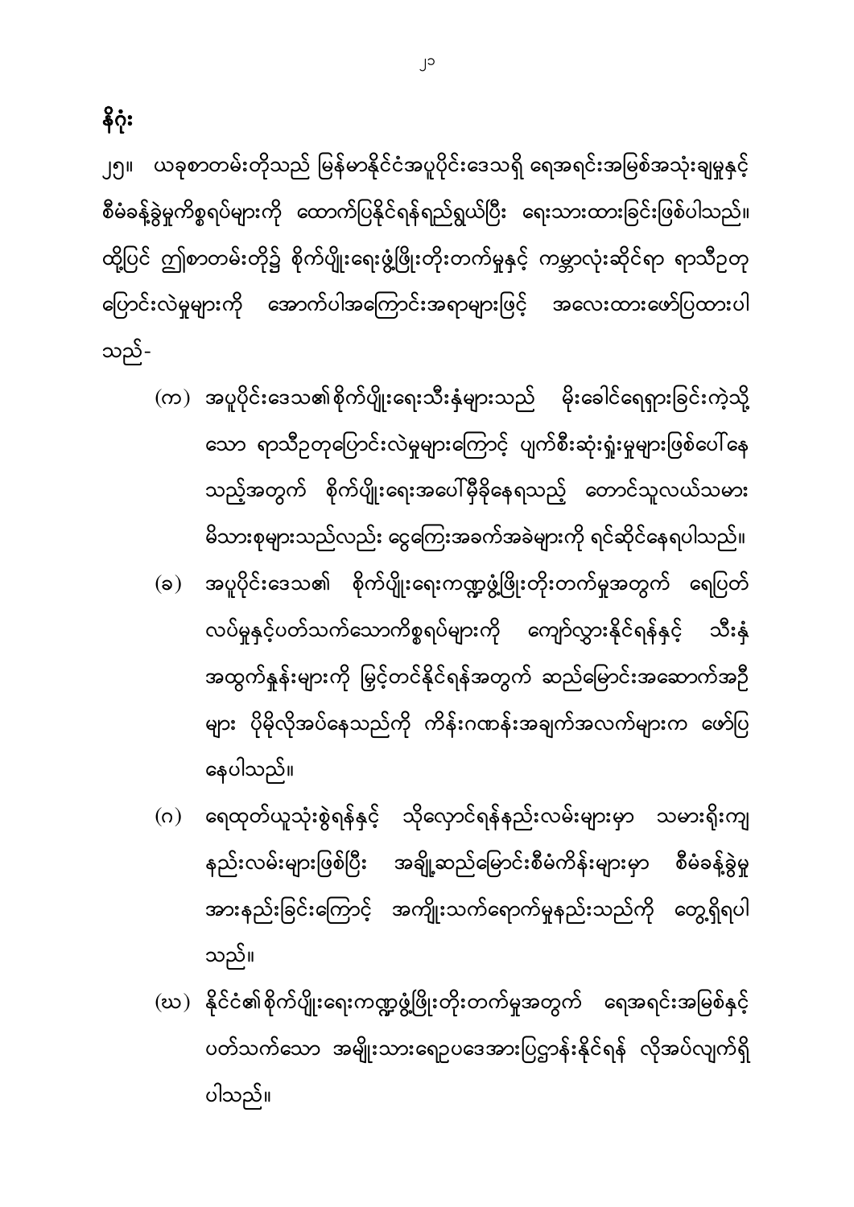## နိဂုံး

၂၅။ ယခုစာတမ်းတိုသည် မြန်မာနိုင်ငံအပူပိုင်းဒေသရှိ ရေအရင်းအမြစ်အသုံးချမှုနှင့် စီမံခန့်ခွဲမှုကိစ္စရပ်များကို ထောက်ပြနိုင်ရန်ရည်ရွယ်ပြီး ရေးသားထားခြင်းဖြစ်ပါသည်။ ထို့ပြင် ဤစာတမ်းတို၌ စိုက်ပျိုးရေးဖွံ့ဖြိုးတိုးတက်မှုနှင့် ကမ္ဘာလုံးဆိုင်ရာ ရာသီဥတုပြောင်းလဲမှုများကို အောက်ပါအကြောင်းအရာများဖြင့် အလေးထားဖော်ပြထားပါသည်-

(က) အပူပိုင်းဒေသ၏စိုက်ပျိုးရေးသီးနှံများသည် မိုးခေါင်ရေရှားခြင်းကဲ့သို့သော ရာသီဥတုပြောင်းလဲမှုများကြောင့် ပျက်စီးဆုံးရှုံးမှုများဖြစ်ပေါ်နေသည့်အတွက် စိုက်ပျိုးရေးအပေါ်မှီခိုနေရသည့် တောင်သူလယ်သမားမိသားစုများသည်လည်း ငွေကြေးအခက်အခဲများကို ရင်ဆိုင်နေရပါသည်။

(ခ) အပူပိုင်းဒေသ၏ စိုက်ပျိုးရေးကဏ္ဍဖွံ့ဖြိုးတိုးတက်မှုအတွက် ရေပြတ်လပ်မှုနှင့်ပတ်သက်သောကိစ္စရပ်များကို ကျော်လွှားနိုင်ရန်နှင့် သီးနှံအထွက်နှုန်းများကို မြှင့်တင်နိုင်ရန်အတွက် ဆည်မြောင်းအဆောက်အဦများ ပိုမိုလိုအပ်နေသည်ကို ကိန်းဂဏန်းအချက်အလက်များက ဖော်ပြနေပါသည်။

(ဂ) ရေထုတ်ယူသုံးစွဲရန်နှင့် သိုလှောင်ရန်နည်းလမ်းများမှာ သမားရိုးကျနည်းလမ်းများဖြစ်ပြီး အချို့ဆည်မြောင်းစီမံကိန်းများမှာ စီမံခန့်ခွဲမှုအားနည်းခြင်းကြောင့် အကျိုးသက်ရောက်မှုနည်းသည်ကို တွေ့ရှိရပါသည်။

(ဃ) နိုင်ငံ၏စိုက်ပျိုးရေးကဏ္ဍဖွံ့ဖြိုးတိုးတက်မှုအတွက် ရေအရင်းအမြစ်နှင့်ပတ်သက်သော အမျိုးသားရေဥပဒေအားပြဋ္ဌာန်းနိုင်ရန် လိုအပ်လျက်ရှိပါသည်။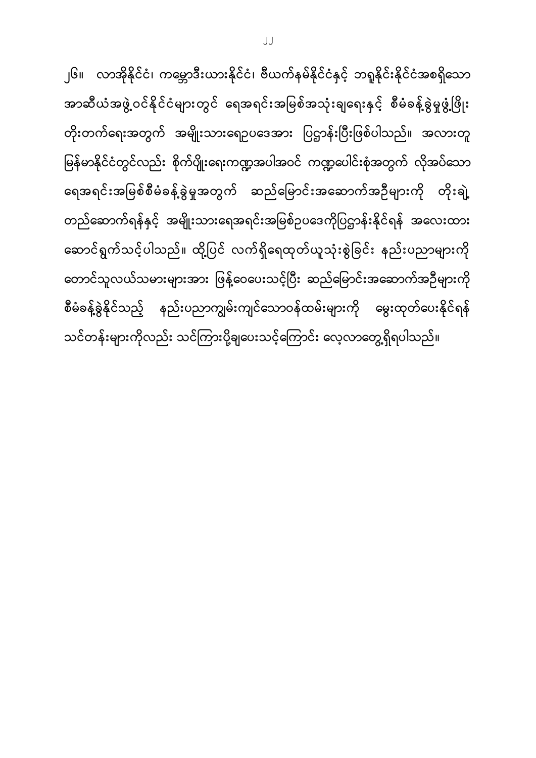၂၆။ လာအိုနိုင်ငံ၊ ကမ္ဘောဒီးယားနိုင်ငံ၊ ဗီယက်နမ်နိုင်ငံနှင့် ဘရူနိုင်းနိုင်ငံအစရှိသော အာဆီယံအဖွဲ့ဝင်နိုင်ငံများတွင် ရေအရင်းအမြစ်အသုံးချရေးနှင့် စီမံခန့်ခွဲမှုဖွံ့ဖြိုးတိုးတက်ရေးအတွက် အမျိုးသားရေဥပဒေအား ပြဋ္ဌာန်းပြီးဖြစ်ပါသည်။ အလားတူ မြန်မာနိုင်ငံတွင်လည်း စိုက်ပျိုးရေးကဏ္ဍအပါအဝင် ကဏ္ဍပေါင်းစုံအတွက် လိုအပ်သော ရေအရင်းအမြစ်စီမံခန့်ခွဲမှုအတွက် ဆည်မြောင်းအဆောက်အဦများကို တိုးချဲ့တည်ဆောက်ရန်နှင့် အမျိုးသားရေအရင်းအမြစ်ဥပဒေကိုပြဋ္ဌာန်းနိုင်ရန် အလေးထား ဆောင်ရွက်သင့်ပါသည်။ ထို့ပြင် လက်ရှိရေထုတ်ယူသုံးစွဲခြင်း နည်းပညာများကို တောင်သူလယ်သမားများအား ဖြန့်ဝေပေးသင့်ပြီး ဆည်မြောင်းအဆောက်အဦများကို စီမံခန့်ခွဲနိုင်သည့် နည်းပညာကျွမ်းကျင်သောဝန်ထမ်းများကို မွေးထုတ်ပေးနိုင်ရန် သင်တန်းများကိုလည်း သင်ကြားပို့ချပေးသင့်ကြောင်း လေ့လာတွေ့ရှိရပါသည်။